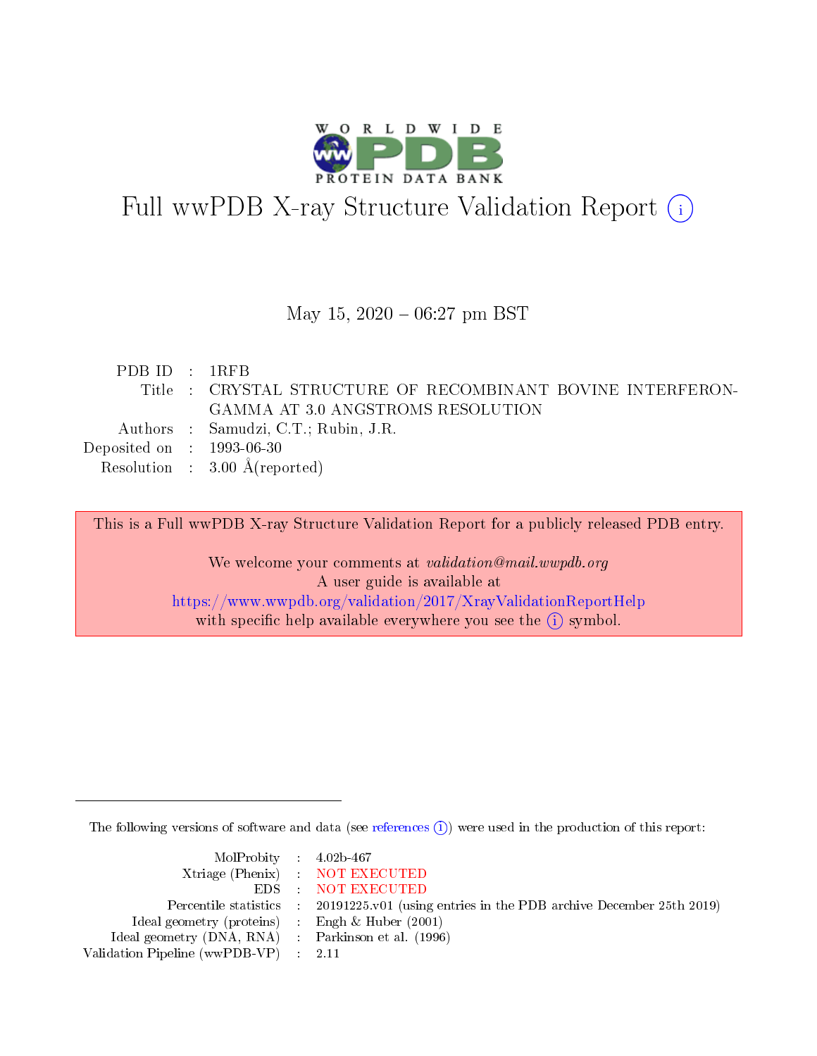# Full wwPDB X-ray Structure Validation Report

May 15, 2020 – 06:27 pm BST

| | | |
|---|---|---|
| PDB ID | : | 1RFB |
| Title | : | CRYSTAL STRUCTURE OF RECOMBINANT BOVINE INTERFERON-GAMMA AT 3.0 ANGSTROMS RESOLUTION |
| Authors | : | Samudzi, C.T.; Rubin, J.R. |
| Deposited on | : | 1993-06-30 |
| Resolution | : | 3.00 Å(reported) |

This is a Full wwPDB X-ray Structure Validation Report for a publicly released PDB entry.

We welcome your comments at *validation@mail.wwpdb.org*
A user guide is available at
https://www.wwpdb.org/validation/2017/XrayValidationReportHelp
with specific help available everywhere you see the (i) symbol.

The following versions of software and data (see references (i)) were used in the production of this report:

| | | |
|---|---|---|
| MolProbity | : | 4.02b-467 |
| Xtriage (Phenix) | : | NOT EXECUTED |
| EDS | : | NOT EXECUTED |
| Percentile statistics | : | 20191225.v01 (using entries in the PDB archive December 25th 2019) |
| Ideal geometry (proteins) | : | Engh & Huber (2001) |
| Ideal geometry (DNA, RNA) | : | Parkinson et al. (1996) |
| Validation Pipeline (wwPDB-VP) | : | 2.11 |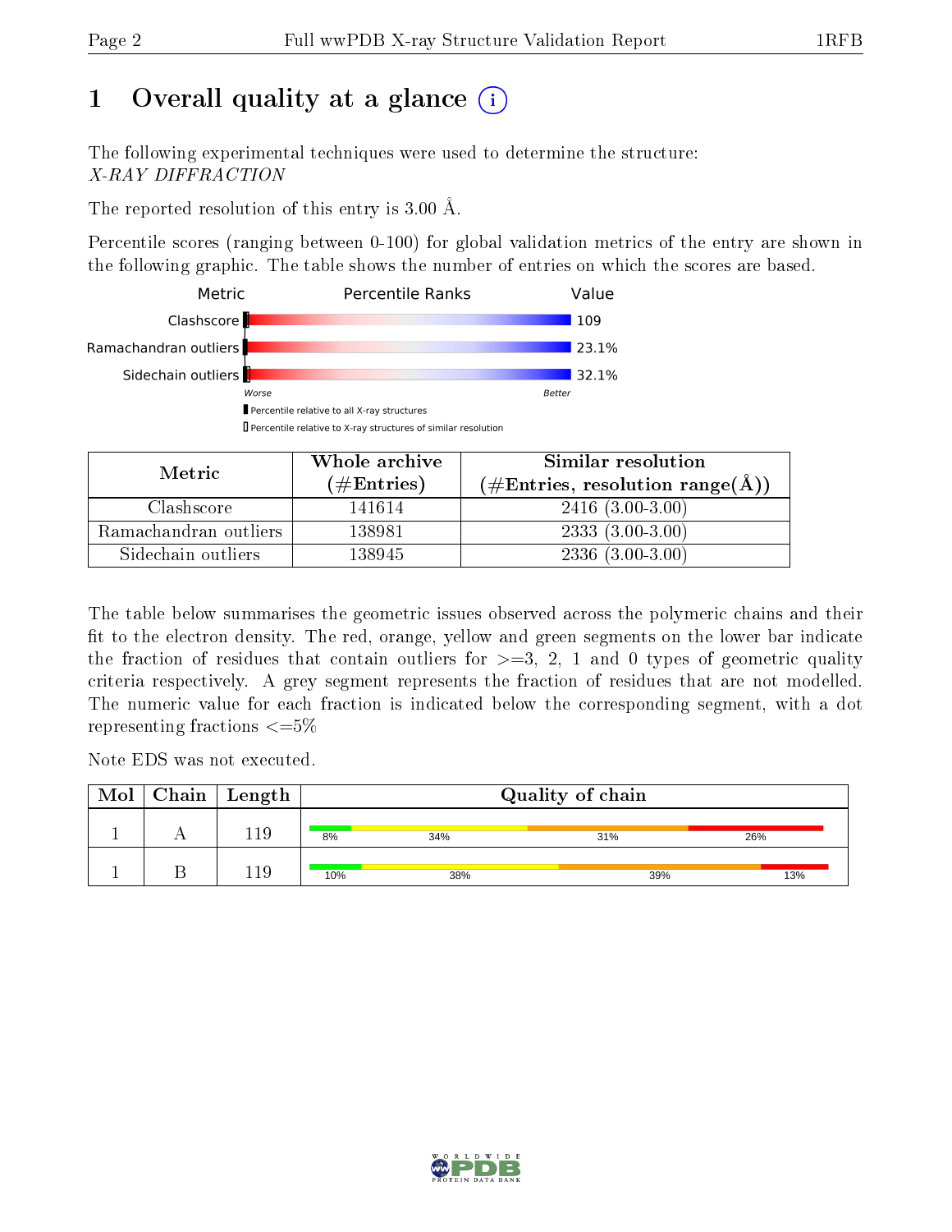# 1 Overall quality at a glance

The following experimental techniques were used to determine the structure:
*X-RAY DIFFRACTION*

The reported resolution of this entry is 3.00 Å.

Percentile scores (ranging between 0-100) for global validation metrics of the entry are shown in the following graphic. The table shows the number of entries on which the scores are based.

| Metric | Value |
|---|---|
| Clashscore | 109 |
| Ramachandran outliers | 23.1% |
| Sidechain outliers | 32.1% |

Worse — Better

▮ Percentile relative to all X-ray structures
▯ Percentile relative to X-ray structures of similar resolution

| Metric | Whole archive (#Entries) | Similar resolution (#Entries, resolution range(Å)) |
|---|---|---|
| Clashscore | 141614 | 2416 (3.00-3.00) |
| Ramachandran outliers | 138981 | 2333 (3.00-3.00) |
| Sidechain outliers | 138945 | 2336 (3.00-3.00) |

The table below summarises the geometric issues observed across the polymeric chains and their fit to the electron density. The red, orange, yellow and green segments on the lower bar indicate the fraction of residues that contain outliers for >=3, 2, 1 and 0 types of geometric quality criteria respectively. A grey segment represents the fraction of residues that are not modelled. The numeric value for each fraction is indicated below the corresponding segment, with a dot representing fractions <=5%

Note EDS was not executed.

| Mol | Chain | Length | Quality of chain |
|---|---|---|---|
| 1 | A | 119 | 8% · 34% · 31% · 26% |
| 1 | B | 119 | 10% · 38% · 39% · 13% |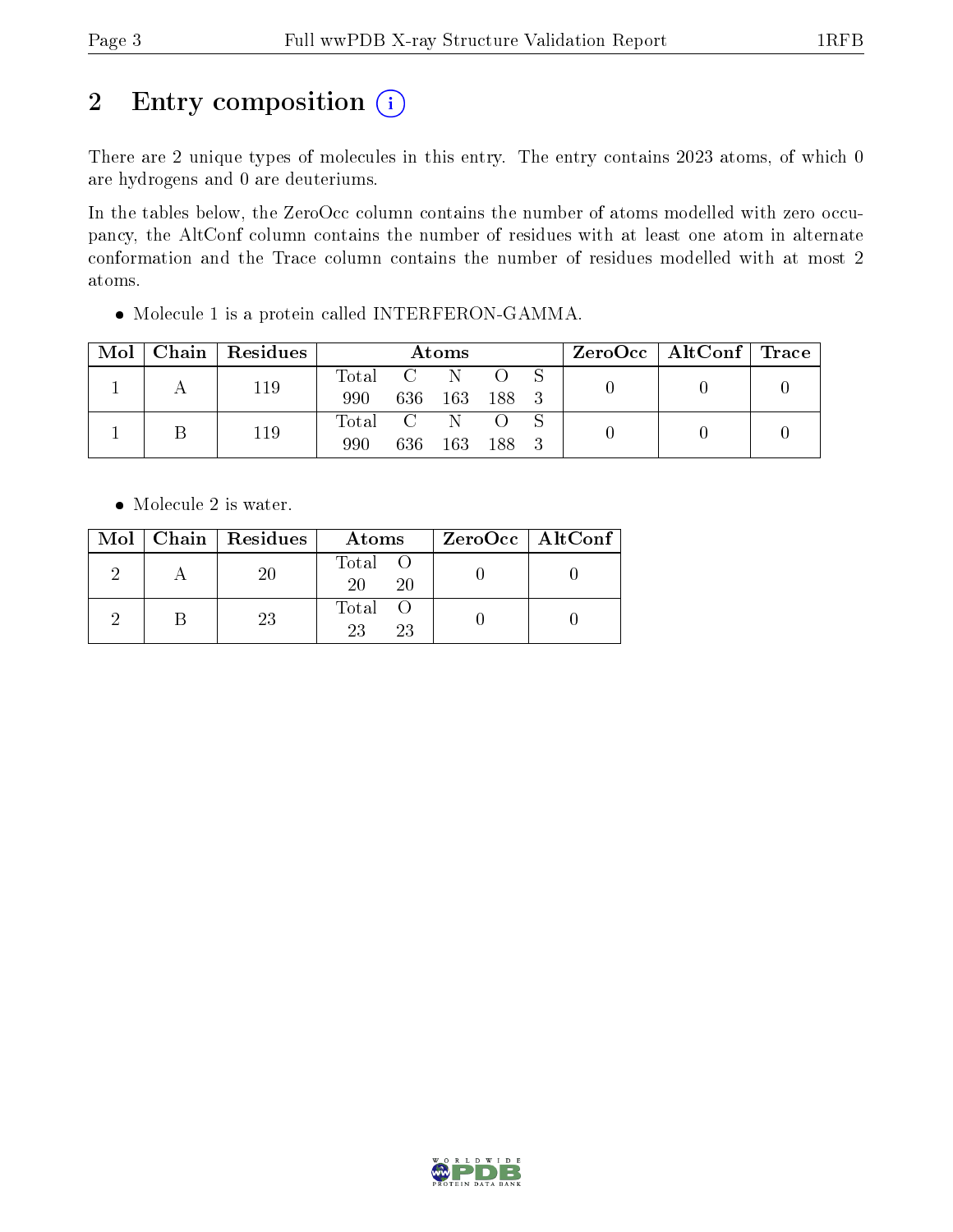## 2 Entry composition (i)

There are 2 unique types of molecules in this entry. The entry contains 2023 atoms, of which 0 are hydrogens and 0 are deuteriums.

In the tables below, the ZeroOcc column contains the number of atoms modelled with zero occupancy, the AltConf column contains the number of residues with at least one atom in alternate conformation and the Trace column contains the number of residues modelled with at most 2 atoms.

- Molecule 1 is a protein called INTERFERON-GAMMA.

| Mol | Chain | Residues | Atoms | | | | | ZeroOcc | AltConf | Trace |
|---|---|---|---|---|---|---|---|---|---|---|
| 1 | A | 119 | Total<br>990 | C<br>636 | N<br>163 | O<br>188 | S<br>3 | 0 | 0 | 0 |
| 1 | B | 119 | Total<br>990 | C<br>636 | N<br>163 | O<br>188 | S<br>3 | 0 | 0 | 0 |

- Molecule 2 is water.

| Mol | Chain | Residues | Atoms | | ZeroOcc | AltConf |
|---|---|---|---|---|---|---|
| 2 | A | 20 | Total<br>20 | O<br>20 | 0 | 0 |
| 2 | B | 23 | Total<br>23 | O<br>23 | 0 | 0 |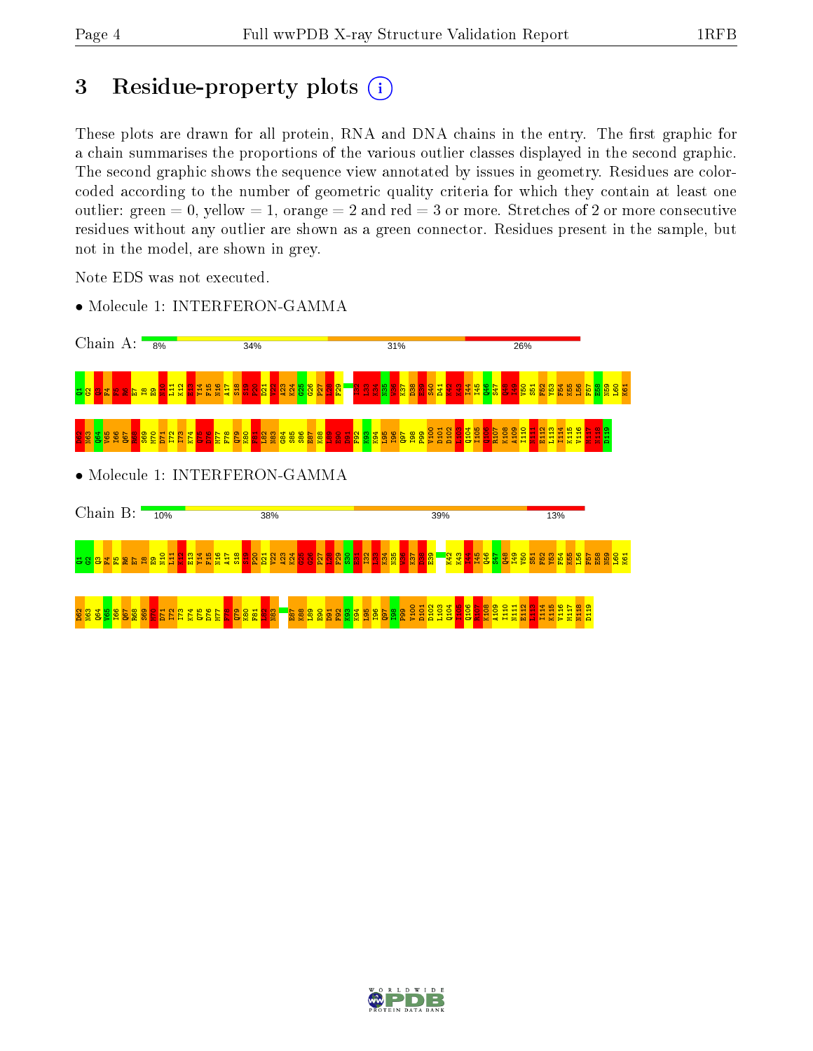# 3 Residue-property plots

These plots are drawn for all protein, RNA and DNA chains in the entry. The first graphic for a chain summarises the proportions of the various outlier classes displayed in the second graphic. The second graphic shows the sequence view annotated by issues in geometry. Residues are color-coded according to the number of geometric quality criteria for which they contain at least one outlier: green = 0, yellow = 1, orange = 2 and red = 3 or more. Stretches of 2 or more consecutive residues without any outlier are shown as a green connector. Residues present in the sample, but not in the model, are shown in grey.

Note EDS was not executed.

- Molecule 1: INTERFERON-GAMMA

Chain A: 8% 34% 31% 26%

Q1 Q2 Q3 F4 F5 R6 E7 I8 E9 N10 L11 K12 E13 Y14 F15 N16 A17 S18 S19 P20 D21 V22 A23 K24 G25 G26 P27 L28 F29 I32 L33 K34 N35 W36 K37 D38 E39 S40 D41 K42 K43 I44 I45 Q46 S47 Q48 I49 V50 S51 F52 Y53 F54 K55 L56 F57 E58 N59 L60 K61 D62 N63 Q64 V65 I66 Q67 R68 S69 M70 D71 I72 I73 K74 Q75 D76 M77 F78 Q79 K80 F81 L82 N83 G84 S85 S86 E87 K88 L89 E90 D91 F92 K93 K94 L95 I96 Q97 I98 P99 V100 D101 D102 L103 Q104 I105 Q106 R107 K108 A109 I110 N111 E112 L113 I114 K115 V116 M117 N118 D119

- Molecule 1: INTERFERON-GAMMA

Chain B: 10% 38% 39% 13%

Q1 Q2 Q3 F4 F5 R6 E7 I8 E9 N10 L11 K12 E13 Y14 F15 N16 A17 S18 S19 P20 D21 V22 A23 K24 G25 G26 P27 L28 F29 S30 E31 I32 L33 K34 N35 W36 K37 D38 E39 K42 K43 I44 I45 Q46 S47 Q48 I49 V50 S51 F52 Y53 F54 K55 L56 F57 E58 N59 L60 K61 D62 N63 Q64 V65 I66 Q67 R68 S69 M70 D71 I72 I73 K74 Q75 D76 M77 F78 Q79 K80 F81 L82 N83 E87 K88 L89 E90 D91 F92 K93 K94 L95 I96 Q97 I98 P99 V100 D101 D102 L103 Q104 I105 Q106 R107 K108 A109 I110 N111 E112 L113 I114 K115 V116 M117 N118 D119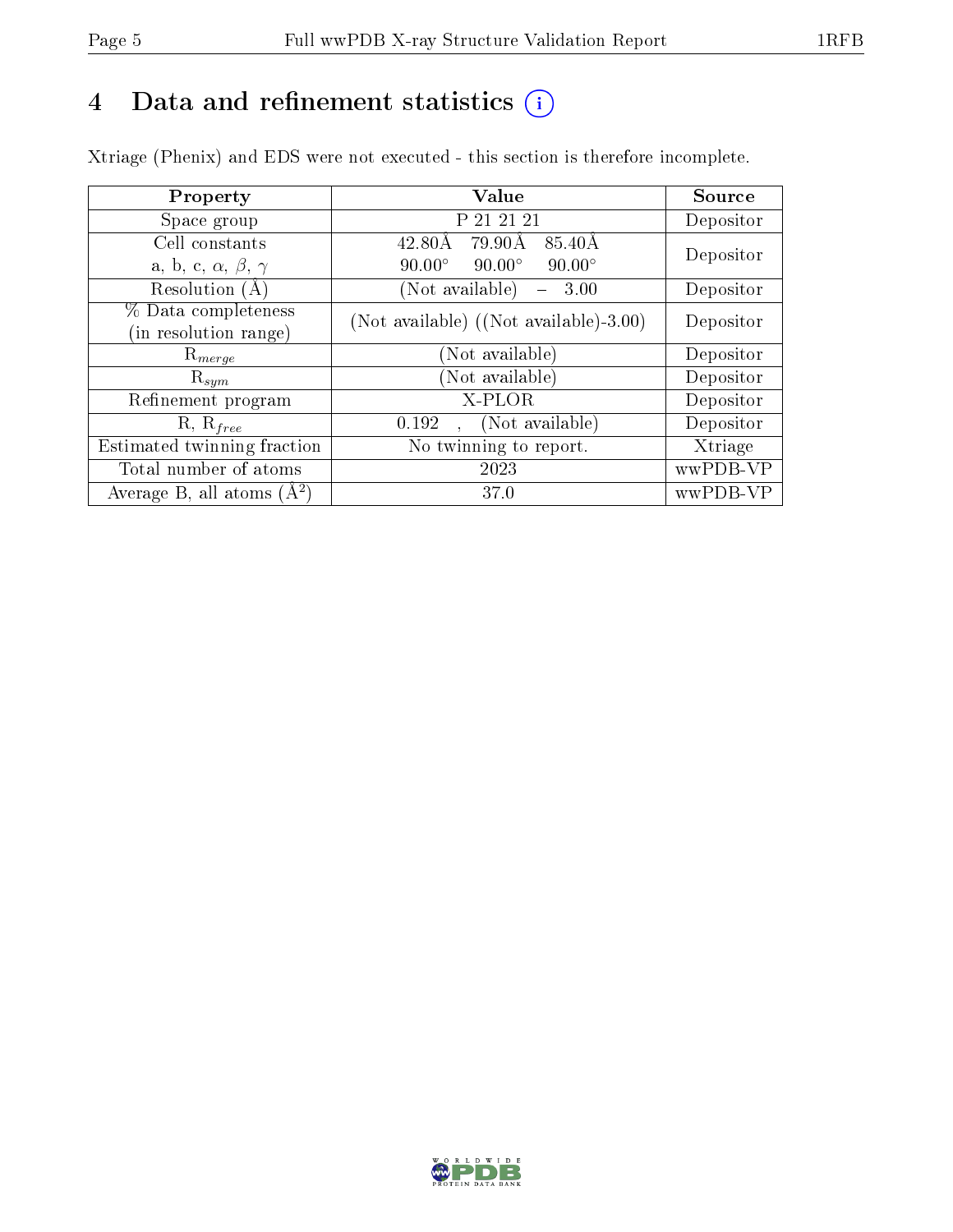# 4 Data and refinement statistics (i)

Xtriage (Phenix) and EDS were not executed - this section is therefore incomplete.

| Property | Value | Source |
|---|---|---|
| Space group | P 21 21 21 | Depositor |
| Cell constants<br>a, b, c, $\alpha$, $\beta$, $\gamma$ | 42.80Å 79.90Å 85.40Å<br>90.00° 90.00° 90.00° | Depositor |
| Resolution (Å) | (Not available) – 3.00 | Depositor |
| % Data completeness<br>(in resolution range) | (Not available) ((Not available)-3.00) | Depositor |
| $R_{merge}$ | (Not available) | Depositor |
| $R_{sym}$ | (Not available) | Depositor |
| Refinement program | X-PLOR | Depositor |
| R, $R_{free}$ | 0.192 , (Not available) | Depositor |
| Estimated twinning fraction | No twinning to report. | Xtriage |
| Total number of atoms | 2023 | wwPDB-VP |
| Average B, all atoms (Å$^2$) | 37.0 | wwPDB-VP |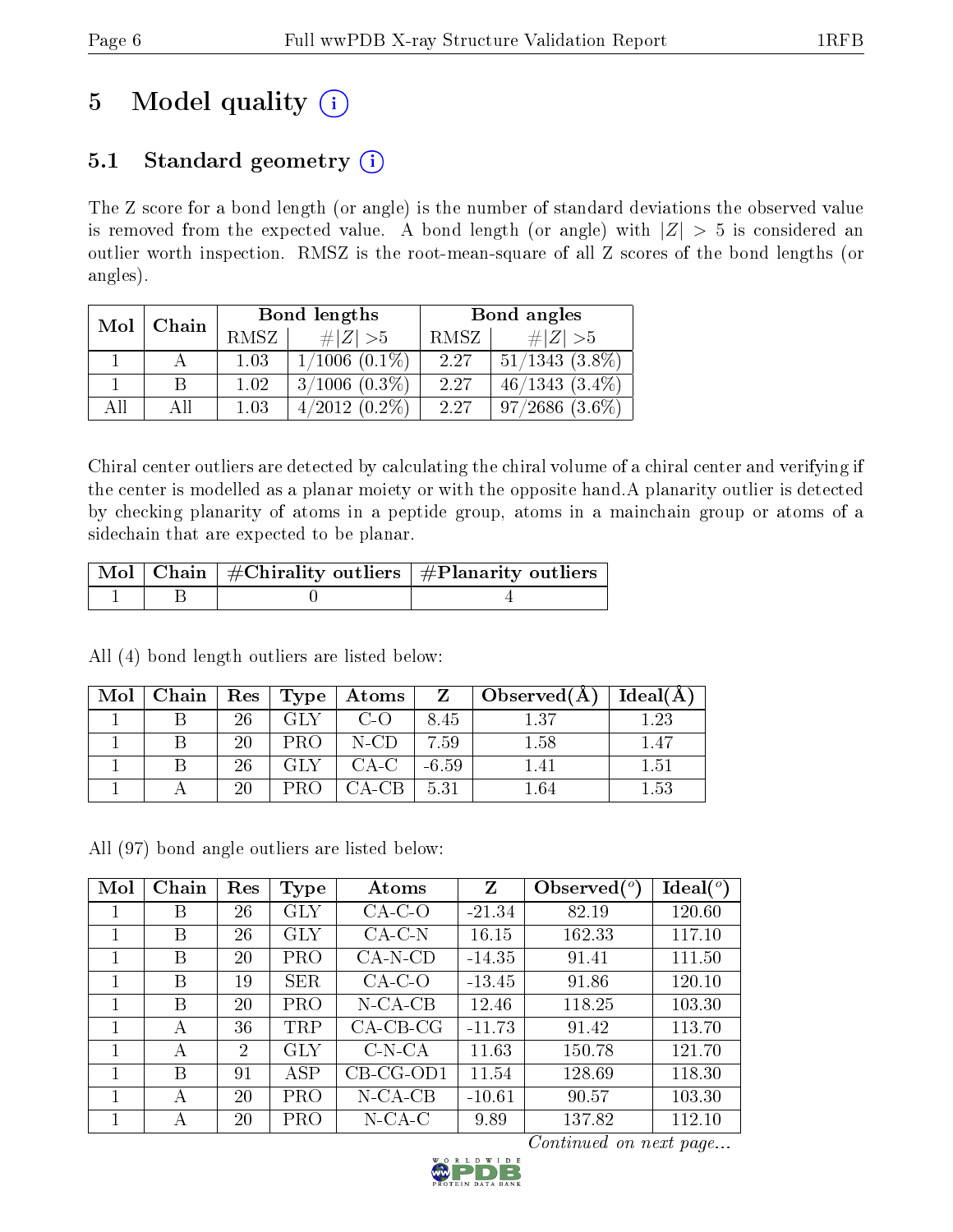# 5 Model quality (i)

## 5.1 Standard geometry (i)

The Z score for a bond length (or angle) is the number of standard deviations the observed value is removed from the expected value. A bond length (or angle) with $|Z| > 5$ is considered an outlier worth inspection. RMSZ is the root-mean-square of all Z scores of the bond lengths (or angles).

| Mol | Chain | Bond lengths | | Bond angles | |
|---|---|---|---|---|---|
| | | RMSZ | #\|Z\| >5 | RMSZ | #\|Z\| >5 |
| 1 | A | 1.03 | 1/1006 (0.1%) | 2.27 | 51/1343 (3.8%) |
| 1 | B | 1.02 | 3/1006 (0.3%) | 2.27 | 46/1343 (3.4%) |
| All | All | 1.03 | 4/2012 (0.2%) | 2.27 | 97/2686 (3.6%) |

Chiral center outliers are detected by calculating the chiral volume of a chiral center and verifying if the center is modelled as a planar moiety or with the opposite hand.A planarity outlier is detected by checking planarity of atoms in a peptide group, atoms in a mainchain group or atoms of a sidechain that are expected to be planar.

| Mol | Chain | #Chirality outliers | #Planarity outliers |
|---|---|---|---|
| 1 | B | 0 | 4 |

All (4) bond length outliers are listed below:

| Mol | Chain | Res | Type | Atoms | Z | Observed(Å) | Ideal(Å) |
|---|---|---|---|---|---|---|---|
| 1 | B | 26 | GLY | C-O | 8.45 | 1.37 | 1.23 |
| 1 | B | 20 | PRO | N-CD | 7.59 | 1.58 | 1.47 |
| 1 | B | 26 | GLY | CA-C | -6.59 | 1.41 | 1.51 |
| 1 | A | 20 | PRO | CA-CB | 5.31 | 1.64 | 1.53 |

All (97) bond angle outliers are listed below:

| Mol | Chain | Res | Type | Atoms | Z | Observed(°) | Ideal(°) |
|---|---|---|---|---|---|---|---|
| 1 | B | 26 | GLY | CA-C-O | -21.34 | 82.19 | 120.60 |
| 1 | B | 26 | GLY | CA-C-N | 16.15 | 162.33 | 117.10 |
| 1 | B | 20 | PRO | CA-N-CD | -14.35 | 91.41 | 111.50 |
| 1 | B | 19 | SER | CA-C-O | -13.45 | 91.86 | 120.10 |
| 1 | B | 20 | PRO | N-CA-CB | 12.46 | 118.25 | 103.30 |
| 1 | A | 36 | TRP | CA-CB-CG | -11.73 | 91.42 | 113.70 |
| 1 | A | 2 | GLY | C-N-CA | 11.63 | 150.78 | 121.70 |
| 1 | B | 91 | ASP | CB-CG-OD1 | 11.54 | 128.69 | 118.30 |
| 1 | A | 20 | PRO | N-CA-CB | -10.61 | 90.57 | 103.30 |
| 1 | A | 20 | PRO | N-CA-C | 9.89 | 137.82 | 112.10 |

*Continued on next page...*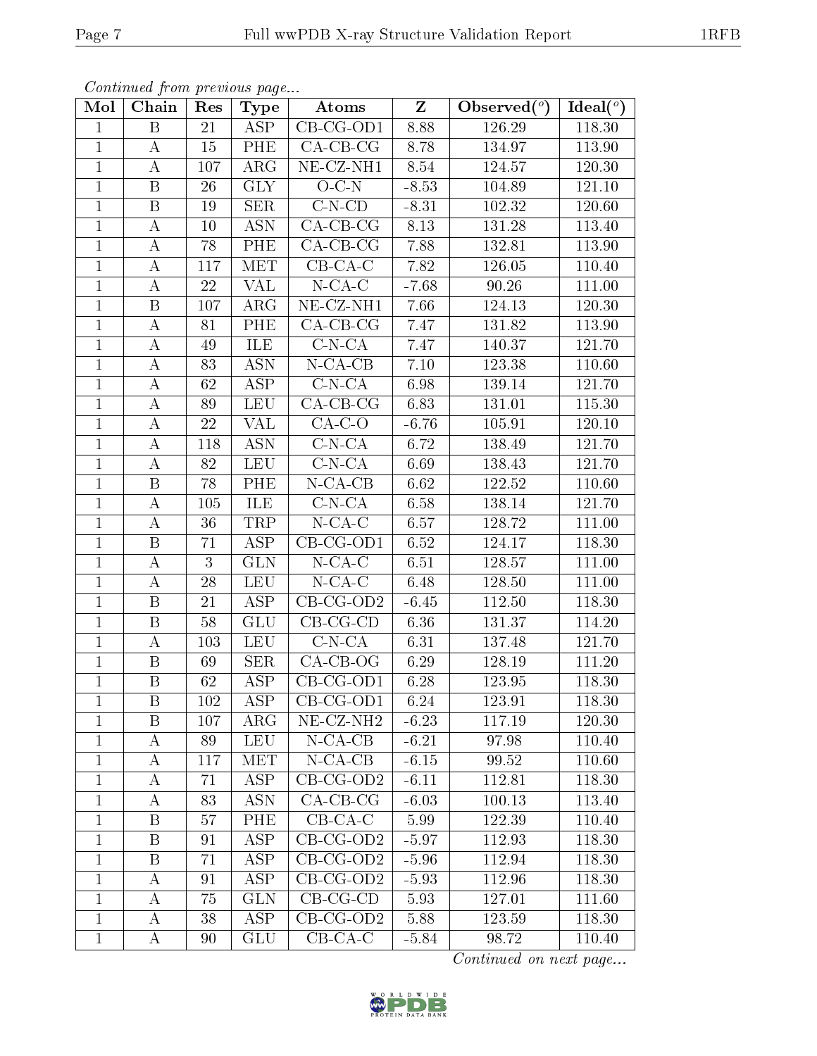*Continued from previous page...*

| Mol | Chain | Res | Type | Atoms | Z | Observed(°) | Ideal(°) |
|---|---|---|---|---|---|---|---|
| 1 | B | 21 | ASP | CB-CG-OD1 | 8.88 | 126.29 | 118.30 |
| 1 | A | 15 | PHE | CA-CB-CG | 8.78 | 134.97 | 113.90 |
| 1 | A | 107 | ARG | NE-CZ-NH1 | 8.54 | 124.57 | 120.30 |
| 1 | B | 26 | GLY | O-C-N | -8.53 | 104.89 | 121.10 |
| 1 | B | 19 | SER | C-N-CD | -8.31 | 102.32 | 120.60 |
| 1 | A | 10 | ASN | CA-CB-CG | 8.13 | 131.28 | 113.40 |
| 1 | A | 78 | PHE | CA-CB-CG | 7.88 | 132.81 | 113.90 |
| 1 | A | 117 | MET | CB-CA-C | 7.82 | 126.05 | 110.40 |
| 1 | A | 22 | VAL | N-CA-C | -7.68 | 90.26 | 111.00 |
| 1 | B | 107 | ARG | NE-CZ-NH1 | 7.66 | 124.13 | 120.30 |
| 1 | A | 81 | PHE | CA-CB-CG | 7.47 | 131.82 | 113.90 |
| 1 | A | 49 | ILE | C-N-CA | 7.47 | 140.37 | 121.70 |
| 1 | A | 83 | ASN | N-CA-CB | 7.10 | 123.38 | 110.60 |
| 1 | A | 62 | ASP | C-N-CA | 6.98 | 139.14 | 121.70 |
| 1 | A | 89 | LEU | CA-CB-CG | 6.83 | 131.01 | 115.30 |
| 1 | A | 22 | VAL | CA-C-O | -6.76 | 105.91 | 120.10 |
| 1 | A | 118 | ASN | C-N-CA | 6.72 | 138.49 | 121.70 |
| 1 | A | 82 | LEU | C-N-CA | 6.69 | 138.43 | 121.70 |
| 1 | B | 78 | PHE | N-CA-CB | 6.62 | 122.52 | 110.60 |
| 1 | A | 105 | ILE | C-N-CA | 6.58 | 138.14 | 121.70 |
| 1 | A | 36 | TRP | N-CA-C | 6.57 | 128.72 | 111.00 |
| 1 | B | 71 | ASP | CB-CG-OD1 | 6.52 | 124.17 | 118.30 |
| 1 | A | 3 | GLN | N-CA-C | 6.51 | 128.57 | 111.00 |
| 1 | A | 28 | LEU | N-CA-C | 6.48 | 128.50 | 111.00 |
| 1 | B | 21 | ASP | CB-CG-OD2 | -6.45 | 112.50 | 118.30 |
| 1 | B | 58 | GLU | CB-CG-CD | 6.36 | 131.37 | 114.20 |
| 1 | A | 103 | LEU | C-N-CA | 6.31 | 137.48 | 121.70 |
| 1 | B | 69 | SER | CA-CB-OG | 6.29 | 128.19 | 111.20 |
| 1 | B | 62 | ASP | CB-CG-OD1 | 6.28 | 123.95 | 118.30 |
| 1 | B | 102 | ASP | CB-CG-OD1 | 6.24 | 123.91 | 118.30 |
| 1 | B | 107 | ARG | NE-CZ-NH2 | -6.23 | 117.19 | 120.30 |
| 1 | A | 89 | LEU | N-CA-CB | -6.21 | 97.98 | 110.40 |
| 1 | A | 117 | MET | N-CA-CB | -6.15 | 99.52 | 110.60 |
| 1 | A | 71 | ASP | CB-CG-OD2 | -6.11 | 112.81 | 118.30 |
| 1 | A | 83 | ASN | CA-CB-CG | -6.03 | 100.13 | 113.40 |
| 1 | B | 57 | PHE | CB-CA-C | 5.99 | 122.39 | 110.40 |
| 1 | B | 91 | ASP | CB-CG-OD2 | -5.97 | 112.93 | 118.30 |
| 1 | B | 71 | ASP | CB-CG-OD2 | -5.96 | 112.94 | 118.30 |
| 1 | A | 91 | ASP | CB-CG-OD2 | -5.93 | 112.96 | 118.30 |
| 1 | A | 75 | GLN | CB-CG-CD | 5.93 | 127.01 | 111.60 |
| 1 | A | 38 | ASP | CB-CG-OD2 | 5.88 | 123.59 | 118.30 |
| 1 | A | 90 | GLU | CB-CA-C | -5.84 | 98.72 | 110.40 |

*Continued on next page...*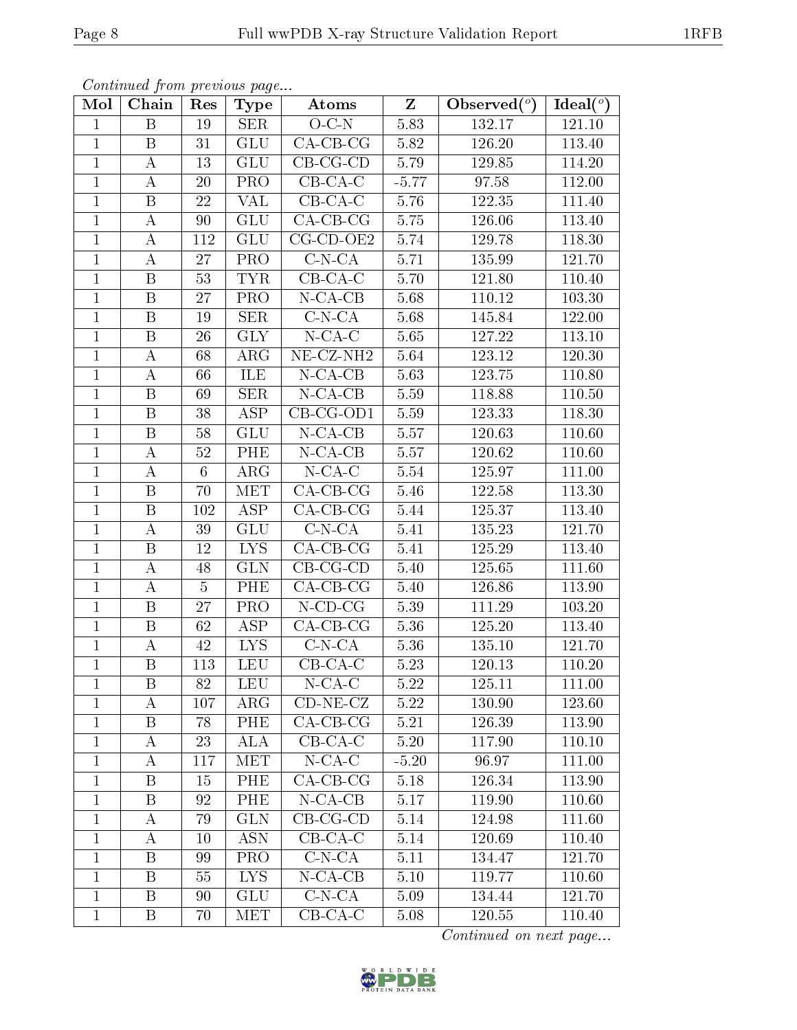*Continued from previous page...*

| Mol | Chain | Res | Type | Atoms | Z | Observed(°) | Ideal(°) |
|---|---|---|---|---|---|---|---|
| 1 | B | 19 | SER | O-C-N | 5.83 | 132.17 | 121.10 |
| 1 | B | 31 | GLU | CA-CB-CG | 5.82 | 126.20 | 113.40 |
| 1 | A | 13 | GLU | CB-CG-CD | 5.79 | 129.85 | 114.20 |
| 1 | A | 20 | PRO | CB-CA-C | -5.77 | 97.58 | 112.00 |
| 1 | B | 22 | VAL | CB-CA-C | 5.76 | 122.35 | 111.40 |
| 1 | A | 90 | GLU | CA-CB-CG | 5.75 | 126.06 | 113.40 |
| 1 | A | 112 | GLU | CG-CD-OE2 | 5.74 | 129.78 | 118.30 |
| 1 | A | 27 | PRO | C-N-CA | 5.71 | 135.99 | 121.70 |
| 1 | B | 53 | TYR | CB-CA-C | 5.70 | 121.80 | 110.40 |
| 1 | B | 27 | PRO | N-CA-CB | 5.68 | 110.12 | 103.30 |
| 1 | B | 19 | SER | C-N-CA | 5.68 | 145.84 | 122.00 |
| 1 | B | 26 | GLY | N-CA-C | 5.65 | 127.22 | 113.10 |
| 1 | A | 68 | ARG | NE-CZ-NH2 | 5.64 | 123.12 | 120.30 |
| 1 | A | 66 | ILE | N-CA-CB | 5.63 | 123.75 | 110.80 |
| 1 | B | 69 | SER | N-CA-CB | 5.59 | 118.88 | 110.50 |
| 1 | B | 38 | ASP | CB-CG-OD1 | 5.59 | 123.33 | 118.30 |
| 1 | B | 58 | GLU | N-CA-CB | 5.57 | 120.63 | 110.60 |
| 1 | A | 52 | PHE | N-CA-CB | 5.57 | 120.62 | 110.60 |
| 1 | A | 6 | ARG | N-CA-C | 5.54 | 125.97 | 111.00 |
| 1 | B | 70 | MET | CA-CB-CG | 5.46 | 122.58 | 113.30 |
| 1 | B | 102 | ASP | CA-CB-CG | 5.44 | 125.37 | 113.40 |
| 1 | A | 39 | GLU | C-N-CA | 5.41 | 135.23 | 121.70 |
| 1 | B | 12 | LYS | CA-CB-CG | 5.41 | 125.29 | 113.40 |
| 1 | A | 48 | GLN | CB-CG-CD | 5.40 | 125.65 | 111.60 |
| 1 | A | 5 | PHE | CA-CB-CG | 5.40 | 126.86 | 113.90 |
| 1 | B | 27 | PRO | N-CD-CG | 5.39 | 111.29 | 103.20 |
| 1 | B | 62 | ASP | CA-CB-CG | 5.36 | 125.20 | 113.40 |
| 1 | A | 42 | LYS | C-N-CA | 5.36 | 135.10 | 121.70 |
| 1 | B | 113 | LEU | CB-CA-C | 5.23 | 120.13 | 110.20 |
| 1 | B | 82 | LEU | N-CA-C | 5.22 | 125.11 | 111.00 |
| 1 | A | 107 | ARG | CD-NE-CZ | 5.22 | 130.90 | 123.60 |
| 1 | B | 78 | PHE | CA-CB-CG | 5.21 | 126.39 | 113.90 |
| 1 | A | 23 | ALA | CB-CA-C | 5.20 | 117.90 | 110.10 |
| 1 | A | 117 | MET | N-CA-C | -5.20 | 96.97 | 111.00 |
| 1 | B | 15 | PHE | CA-CB-CG | 5.18 | 126.34 | 113.90 |
| 1 | B | 92 | PHE | N-CA-CB | 5.17 | 119.90 | 110.60 |
| 1 | A | 79 | GLN | CB-CG-CD | 5.14 | 124.98 | 111.60 |
| 1 | A | 10 | ASN | CB-CA-C | 5.14 | 120.69 | 110.40 |
| 1 | B | 99 | PRO | C-N-CA | 5.11 | 134.47 | 121.70 |
| 1 | B | 55 | LYS | N-CA-CB | 5.10 | 119.77 | 110.60 |
| 1 | B | 90 | GLU | C-N-CA | 5.09 | 134.44 | 121.70 |
| 1 | B | 70 | MET | CB-CA-C | 5.08 | 120.55 | 110.40 |

*Continued on next page...*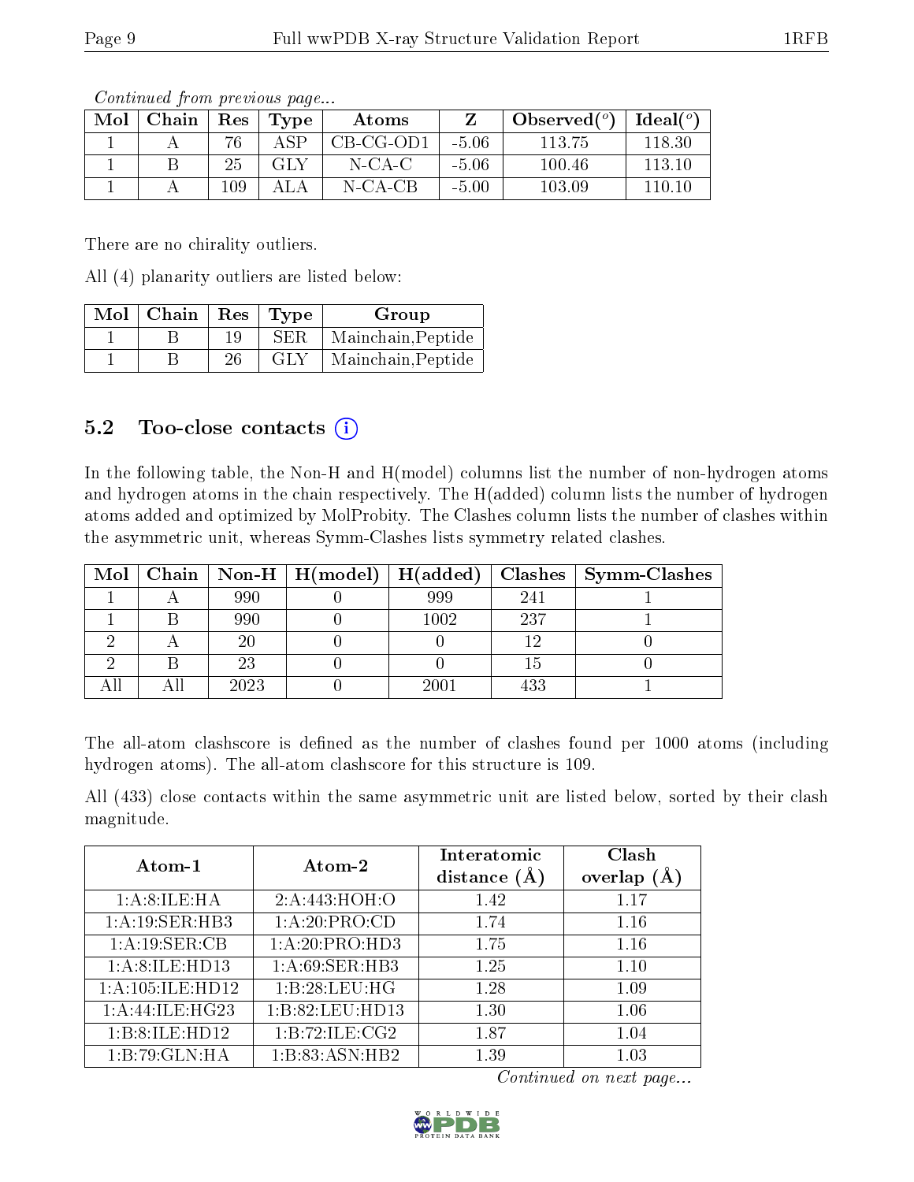*Continued from previous page...*

| Mol | Chain | Res | Type | Atoms | Z | Observed(°) | Ideal(°) |
|---|---|---|---|---|---|---|---|
| 1 | A | 76 | ASP | CB-CG-OD1 | -5.06 | 113.75 | 118.30 |
| 1 | B | 25 | GLY | N-CA-C | -5.06 | 100.46 | 113.10 |
| 1 | A | 109 | ALA | N-CA-CB | -5.00 | 103.09 | 110.10 |

There are no chirality outliers.

All (4) planarity outliers are listed below:

| Mol | Chain | Res | Type | Group |
|---|---|---|---|---|
| 1 | B | 19 | SER | Mainchain,Peptide |
| 1 | B | 26 | GLY | Mainchain,Peptide |

### 5.2 Too-close contacts

In the following table, the Non-H and H(model) columns list the number of non-hydrogen atoms and hydrogen atoms in the chain respectively. The H(added) column lists the number of hydrogen atoms added and optimized by MolProbity. The Clashes column lists the number of clashes within the asymmetric unit, whereas Symm-Clashes lists symmetry related clashes.

| Mol | Chain | Non-H | H(model) | H(added) | Clashes | Symm-Clashes |
|---|---|---|---|---|---|---|
| 1 | A | 990 | 0 | 999 | 241 | 1 |
| 1 | B | 990 | 0 | 1002 | 237 | 1 |
| 2 | A | 20 | 0 | 0 | 12 | 0 |
| 2 | B | 23 | 0 | 0 | 15 | 0 |
| All | All | 2023 | 0 | 2001 | 433 | 1 |

The all-atom clashscore is defined as the number of clashes found per 1000 atoms (including hydrogen atoms). The all-atom clashscore for this structure is 109.

All (433) close contacts within the same asymmetric unit are listed below, sorted by their clash magnitude.

| Atom-1 | Atom-2 | Interatomic distance (Å) | Clash overlap (Å) |
|---|---|---|---|
| 1:A:8:ILE:HA | 2:A:443:HOH:O | 1.42 | 1.17 |
| 1:A:19:SER:HB3 | 1:A:20:PRO:CD | 1.74 | 1.16 |
| 1:A:19:SER:CB | 1:A:20:PRO:HD3 | 1.75 | 1.16 |
| 1:A:8:ILE:HD13 | 1:A:69:SER:HB3 | 1.25 | 1.10 |
| 1:A:105:ILE:HD12 | 1:B:28:LEU:HG | 1.28 | 1.09 |
| 1:A:44:ILE:HG23 | 1:B:82:LEU:HD13 | 1.30 | 1.06 |
| 1:B:8:ILE:HD12 | 1:B:72:ILE:CG2 | 1.87 | 1.04 |
| 1:B:79:GLN:HA | 1:B:83:ASN:HB2 | 1.39 | 1.03 |

*Continued on next page...*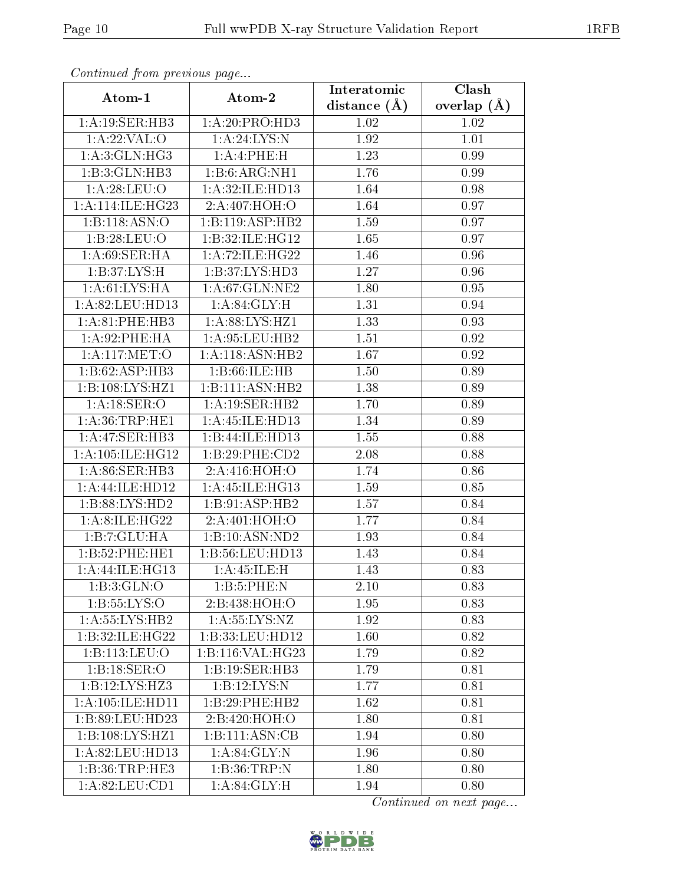*Continued from previous page...*

| Atom-1 | Atom-2 | Interatomic distance (Å) | Clash overlap (Å) |
| --- | --- | --- | --- |
| 1:A:19:SER:HB3 | 1:A:20:PRO:HD3 | 1.02 | 1.02 |
| 1:A:22:VAL:O | 1:A:24:LYS:N | 1.92 | 1.01 |
| 1:A:3:GLN:HG3 | 1:A:4:PHE:H | 1.23 | 0.99 |
| 1:B:3:GLN:HB3 | 1:B:6:ARG:NH1 | 1.76 | 0.99 |
| 1:A:28:LEU:O | 1:A:32:ILE:HD13 | 1.64 | 0.98 |
| 1:A:114:ILE:HG23 | 2:A:407:HOH:O | 1.64 | 0.97 |
| 1:B:118:ASN:O | 1:B:119:ASP:HB2 | 1.59 | 0.97 |
| 1:B:28:LEU:O | 1:B:32:ILE:HG12 | 1.65 | 0.97 |
| 1:A:69:SER:HA | 1:A:72:ILE:HG22 | 1.46 | 0.96 |
| 1:B:37:LYS:H | 1:B:37:LYS:HD3 | 1.27 | 0.96 |
| 1:A:61:LYS:HA | 1:A:67:GLN:NE2 | 1.80 | 0.95 |
| 1:A:82:LEU:HD13 | 1:A:84:GLY:H | 1.31 | 0.94 |
| 1:A:81:PHE:HB3 | 1:A:88:LYS:HZ1 | 1.33 | 0.93 |
| 1:A:92:PHE:HA | 1:A:95:LEU:HB2 | 1.51 | 0.92 |
| 1:A:117:MET:O | 1:A:118:ASN:HB2 | 1.67 | 0.92 |
| 1:B:62:ASP:HB3 | 1:B:66:ILE:HB | 1.50 | 0.89 |
| 1:B:108:LYS:HZ1 | 1:B:111:ASN:HB2 | 1.38 | 0.89 |
| 1:A:18:SER:O | 1:A:19:SER:HB2 | 1.70 | 0.89 |
| 1:A:36:TRP:HE1 | 1:A:45:ILE:HD13 | 1.34 | 0.89 |
| 1:A:47:SER:HB3 | 1:B:44:ILE:HD13 | 1.55 | 0.88 |
| 1:A:105:ILE:HG12 | 1:B:29:PHE:CD2 | 2.08 | 0.88 |
| 1:A:86:SER:HB3 | 2:A:416:HOH:O | 1.74 | 0.86 |
| 1:A:44:ILE:HD12 | 1:A:45:ILE:HG13 | 1.59 | 0.85 |
| 1:B:88:LYS:HD2 | 1:B:91:ASP:HB2 | 1.57 | 0.84 |
| 1:A:8:ILE:HG22 | 2:A:401:HOH:O | 1.77 | 0.84 |
| 1:B:7:GLU:HA | 1:B:10:ASN:ND2 | 1.93 | 0.84 |
| 1:B:52:PHE:HE1 | 1:B:56:LEU:HD13 | 1.43 | 0.84 |
| 1:A:44:ILE:HG13 | 1:A:45:ILE:H | 1.43 | 0.83 |
| 1:B:3:GLN:O | 1:B:5:PHE:N | 2.10 | 0.83 |
| 1:B:55:LYS:O | 2:B:438:HOH:O | 1.95 | 0.83 |
| 1:A:55:LYS:HB2 | 1:A:55:LYS:NZ | 1.92 | 0.83 |
| 1:B:32:ILE:HG22 | 1:B:33:LEU:HD12 | 1.60 | 0.82 |
| 1:B:113:LEU:O | 1:B:116:VAL:HG23 | 1.79 | 0.82 |
| 1:B:18:SER:O | 1:B:19:SER:HB3 | 1.79 | 0.81 |
| 1:B:12:LYS:HZ3 | 1:B:12:LYS:N | 1.77 | 0.81 |
| 1:A:105:ILE:HD11 | 1:B:29:PHE:HB2 | 1.62 | 0.81 |
| 1:B:89:LEU:HD23 | 2:B:420:HOH:O | 1.80 | 0.81 |
| 1:B:108:LYS:HZ1 | 1:B:111:ASN:CB | 1.94 | 0.80 |
| 1:A:82:LEU:HD13 | 1:A:84:GLY:N | 1.96 | 0.80 |
| 1:B:36:TRP:HE3 | 1:B:36:TRP:N | 1.80 | 0.80 |
| 1:A:82:LEU:CD1 | 1:A:84:GLY:H | 1.94 | 0.80 |

*Continued on next page...*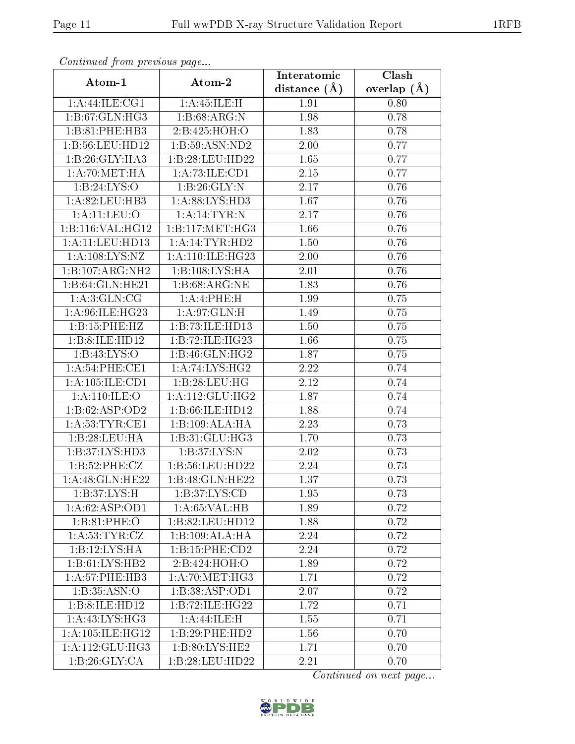*Continued from previous page...*

| Atom-1 | Atom-2 | Interatomic distance (Å) | Clash overlap (Å) |
|---|---|---|---|
| 1:A:44:ILE:CG1 | 1:A:45:ILE:H | 1.91 | 0.80 |
| 1:B:67:GLN:HG3 | 1:B:68:ARG:N | 1.98 | 0.78 |
| 1:B:81:PHE:HB3 | 2:B:425:HOH:O | 1.83 | 0.78 |
| 1:B:56:LEU:HD12 | 1:B:59:ASN:ND2 | 2.00 | 0.77 |
| 1:B:26:GLY:HA3 | 1:B:28:LEU:HD22 | 1.65 | 0.77 |
| 1:A:70:MET:HA | 1:A:73:ILE:CD1 | 2.15 | 0.77 |
| 1:B:24:LYS:O | 1:B:26:GLY:N | 2.17 | 0.76 |
| 1:A:82:LEU:HB3 | 1:A:88:LYS:HD3 | 1.67 | 0.76 |
| 1:A:11:LEU:O | 1:A:14:TYR:N | 2.17 | 0.76 |
| 1:B:116:VAL:HG12 | 1:B:117:MET:HG3 | 1.66 | 0.76 |
| 1:A:11:LEU:HD13 | 1:A:14:TYR:HD2 | 1.50 | 0.76 |
| 1:A:108:LYS:NZ | 1:A:110:ILE:HG23 | 2.00 | 0.76 |
| 1:B:107:ARG:NH2 | 1:B:108:LYS:HA | 2.01 | 0.76 |
| 1:B:64:GLN:HE21 | 1:B:68:ARG:NE | 1.83 | 0.76 |
| 1:A:3:GLN:CG | 1:A:4:PHE:H | 1.99 | 0.75 |
| 1:A:96:ILE:HG23 | 1:A:97:GLN:H | 1.49 | 0.75 |
| 1:B:15:PHE:HZ | 1:B:73:ILE:HD13 | 1.50 | 0.75 |
| 1:B:8:ILE:HD12 | 1:B:72:ILE:HG23 | 1.66 | 0.75 |
| 1:B:43:LYS:O | 1:B:46:GLN:HG2 | 1.87 | 0.75 |
| 1:A:54:PHE:CE1 | 1:A:74:LYS:HG2 | 2.22 | 0.74 |
| 1:A:105:ILE:CD1 | 1:B:28:LEU:HG | 2.12 | 0.74 |
| 1:A:110:ILE:O | 1:A:112:GLU:HG2 | 1.87 | 0.74 |
| 1:B:62:ASP:OD2 | 1:B:66:ILE:HD12 | 1.88 | 0.74 |
| 1:A:53:TYR:CE1 | 1:B:109:ALA:HA | 2.23 | 0.73 |
| 1:B:28:LEU:HA | 1:B:31:GLU:HG3 | 1.70 | 0.73 |
| 1:B:37:LYS:HD3 | 1:B:37:LYS:N | 2.02 | 0.73 |
| 1:B:52:PHE:CZ | 1:B:56:LEU:HD22 | 2.24 | 0.73 |
| 1:A:48:GLN:HE22 | 1:B:48:GLN:HE22 | 1.37 | 0.73 |
| 1:B:37:LYS:H | 1:B:37:LYS:CD | 1.95 | 0.73 |
| 1:A:62:ASP:OD1 | 1:A:65:VAL:HB | 1.89 | 0.72 |
| 1:B:81:PHE:O | 1:B:82:LEU:HD12 | 1.88 | 0.72 |
| 1:A:53:TYR:CZ | 1:B:109:ALA:HA | 2.24 | 0.72 |
| 1:B:12:LYS:HA | 1:B:15:PHE:CD2 | 2.24 | 0.72 |
| 1:B:61:LYS:HB2 | 2:B:424:HOH:O | 1.89 | 0.72 |
| 1:A:57:PHE:HB3 | 1:A:70:MET:HG3 | 1.71 | 0.72 |
| 1:B:35:ASN:O | 1:B:38:ASP:OD1 | 2.07 | 0.72 |
| 1:B:8:ILE:HD12 | 1:B:72:ILE:HG22 | 1.72 | 0.71 |
| 1:A:43:LYS:HG3 | 1:A:44:ILE:H | 1.55 | 0.71 |
| 1:A:105:ILE:HG12 | 1:B:29:PHE:HD2 | 1.56 | 0.70 |
| 1:A:112:GLU:HG3 | 1:B:80:LYS:HE2 | 1.71 | 0.70 |
| 1:B:26:GLY:CA | 1:B:28:LEU:HD22 | 2.21 | 0.70 |

*Continued on next page...*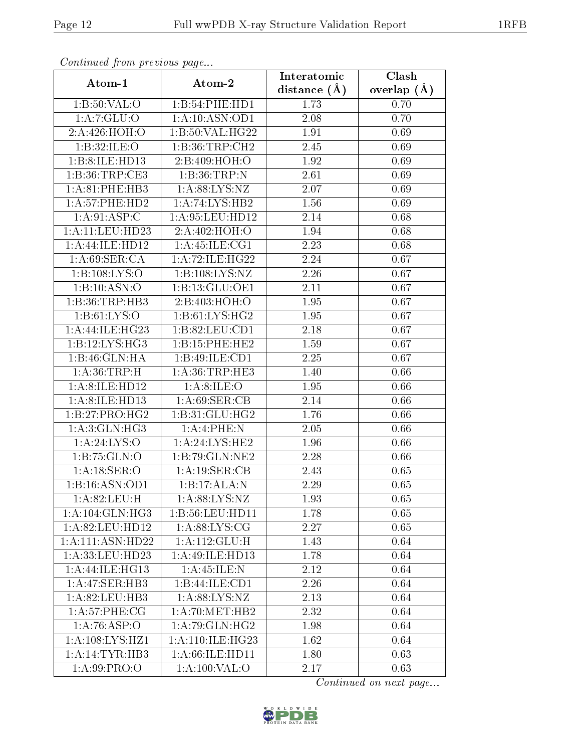*Continued from previous page...*

| Atom-1 | Atom-2 | Interatomic distance (Å) | Clash overlap (Å) |
|---|---|---|---|
| 1:B:50:VAL:O | 1:B:54:PHE:HD1 | 1.73 | 0.70 |
| 1:A:7:GLU:O | 1:A:10:ASN:OD1 | 2.08 | 0.70 |
| 2:A:426:HOH:O | 1:B:50:VAL:HG22 | 1.91 | 0.69 |
| 1:B:32:ILE:O | 1:B:36:TRP:CH2 | 2.45 | 0.69 |
| 1:B:8:ILE:HD13 | 2:B:409:HOH:O | 1.92 | 0.69 |
| 1:B:36:TRP:CE3 | 1:B:36:TRP:N | 2.61 | 0.69 |
| 1:A:81:PHE:HB3 | 1:A:88:LYS:NZ | 2.07 | 0.69 |
| 1:A:57:PHE:HD2 | 1:A:74:LYS:HB2 | 1.56 | 0.69 |
| 1:A:91:ASP:C | 1:A:95:LEU:HD12 | 2.14 | 0.68 |
| 1:A:11:LEU:HD23 | 2:A:402:HOH:O | 1.94 | 0.68 |
| 1:A:44:ILE:HD12 | 1:A:45:ILE:CG1 | 2.23 | 0.68 |
| 1:A:69:SER:CA | 1:A:72:ILE:HG22 | 2.24 | 0.67 |
| 1:B:108:LYS:O | 1:B:108:LYS:NZ | 2.26 | 0.67 |
| 1:B:10:ASN:O | 1:B:13:GLU:OE1 | 2.11 | 0.67 |
| 1:B:36:TRP:HB3 | 2:B:403:HOH:O | 1.95 | 0.67 |
| 1:B:61:LYS:O | 1:B:61:LYS:HG2 | 1.95 | 0.67 |
| 1:A:44:ILE:HG23 | 1:B:82:LEU:CD1 | 2.18 | 0.67 |
| 1:B:12:LYS:HG3 | 1:B:15:PHE:HE2 | 1.59 | 0.67 |
| 1:B:46:GLN:HA | 1:B:49:ILE:CD1 | 2.25 | 0.67 |
| 1:A:36:TRP:H | 1:A:36:TRP:HE3 | 1.40 | 0.66 |
| 1:A:8:ILE:HD12 | 1:A:8:ILE:O | 1.95 | 0.66 |
| 1:A:8:ILE:HD13 | 1:A:69:SER:CB | 2.14 | 0.66 |
| 1:B:27:PRO:HG2 | 1:B:31:GLU:HG2 | 1.76 | 0.66 |
| 1:A:3:GLN:HG3 | 1:A:4:PHE:N | 2.05 | 0.66 |
| 1:A:24:LYS:O | 1:A:24:LYS:HE2 | 1.96 | 0.66 |
| 1:B:75:GLN:O | 1:B:79:GLN:NE2 | 2.28 | 0.66 |
| 1:A:18:SER:O | 1:A:19:SER:CB | 2.43 | 0.65 |
| 1:B:16:ASN:OD1 | 1:B:17:ALA:N | 2.29 | 0.65 |
| 1:A:82:LEU:H | 1:A:88:LYS:NZ | 1.93 | 0.65 |
| 1:A:104:GLN:HG3 | 1:B:56:LEU:HD11 | 1.78 | 0.65 |
| 1:A:82:LEU:HD12 | 1:A:88:LYS:CG | 2.27 | 0.65 |
| 1:A:111:ASN:HD22 | 1:A:112:GLU:H | 1.43 | 0.64 |
| 1:A:33:LEU:HD23 | 1:A:49:ILE:HD13 | 1.78 | 0.64 |
| 1:A:44:ILE:HG13 | 1:A:45:ILE:N | 2.12 | 0.64 |
| 1:A:47:SER:HB3 | 1:B:44:ILE:CD1 | 2.26 | 0.64 |
| 1:A:82:LEU:HB3 | 1:A:88:LYS:NZ | 2.13 | 0.64 |
| 1:A:57:PHE:CG | 1:A:70:MET:HB2 | 2.32 | 0.64 |
| 1:A:76:ASP:O | 1:A:79:GLN:HG2 | 1.98 | 0.64 |
| 1:A:108:LYS:HZ1 | 1:A:110:ILE:HG23 | 1.62 | 0.64 |
| 1:A:14:TYR:HB3 | 1:A:66:ILE:HD11 | 1.80 | 0.63 |
| 1:A:99:PRO:O | 1:A:100:VAL:O | 2.17 | 0.63 |

*Continued on next page...*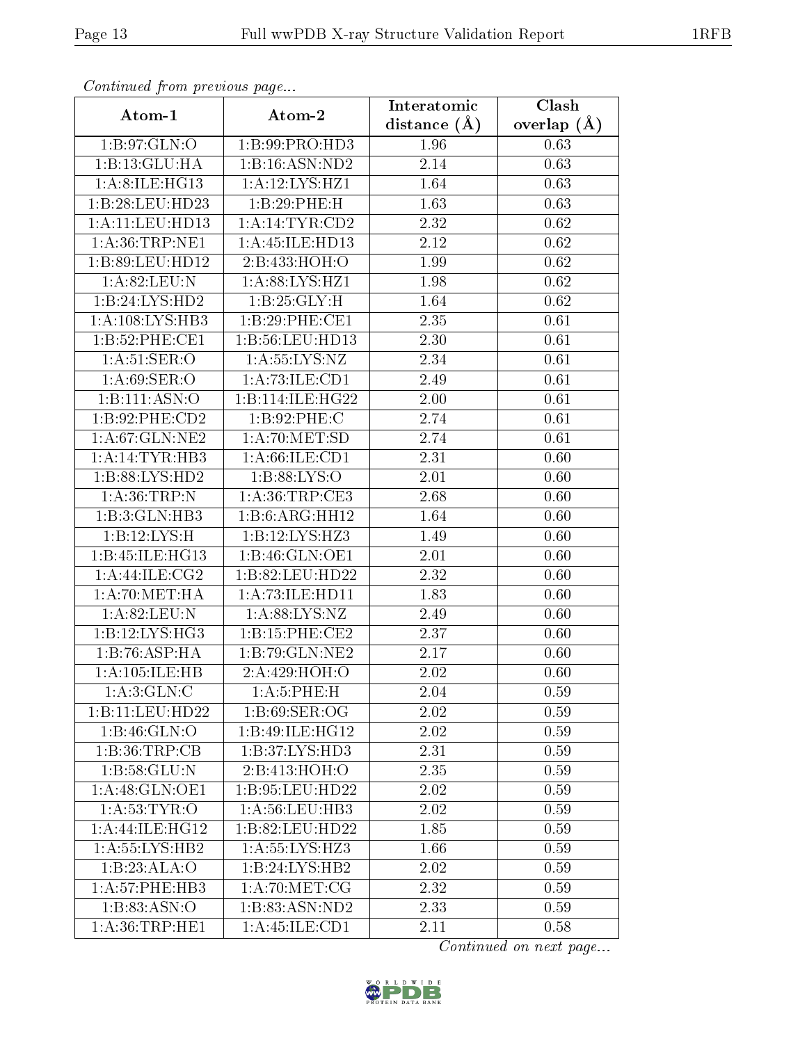*Continued from previous page...*

| Atom-1 | Atom-2 | Interatomic distance (Å) | Clash overlap (Å) |
|---|---|---|---|
| 1:B:97:GLN:O | 1:B:99:PRO:HD3 | 1.96 | 0.63 |
| 1:B:13:GLU:HA | 1:B:16:ASN:ND2 | 2.14 | 0.63 |
| 1:A:8:ILE:HG13 | 1:A:12:LYS:HZ1 | 1.64 | 0.63 |
| 1:B:28:LEU:HD23 | 1:B:29:PHE:H | 1.63 | 0.63 |
| 1:A:11:LEU:HD13 | 1:A:14:TYR:CD2 | 2.32 | 0.62 |
| 1:A:36:TRP:NE1 | 1:A:45:ILE:HD13 | 2.12 | 0.62 |
| 1:B:89:LEU:HD12 | 2:B:433:HOH:O | 1.99 | 0.62 |
| 1:A:82:LEU:N | 1:A:88:LYS:HZ1 | 1.98 | 0.62 |
| 1:B:24:LYS:HD2 | 1:B:25:GLY:H | 1.64 | 0.62 |
| 1:A:108:LYS:HB3 | 1:B:29:PHE:CE1 | 2.35 | 0.61 |
| 1:B:52:PHE:CE1 | 1:B:56:LEU:HD13 | 2.30 | 0.61 |
| 1:A:51:SER:O | 1:A:55:LYS:NZ | 2.34 | 0.61 |
| 1:A:69:SER:O | 1:A:73:ILE:CD1 | 2.49 | 0.61 |
| 1:B:111:ASN:O | 1:B:114:ILE:HG22 | 2.00 | 0.61 |
| 1:B:92:PHE:CD2 | 1:B:92:PHE:C | 2.74 | 0.61 |
| 1:A:67:GLN:NE2 | 1:A:70:MET:SD | 2.74 | 0.61 |
| 1:A:14:TYR:HB3 | 1:A:66:ILE:CD1 | 2.31 | 0.60 |
| 1:B:88:LYS:HD2 | 1:B:88:LYS:O | 2.01 | 0.60 |
| 1:A:36:TRP:N | 1:A:36:TRP:CE3 | 2.68 | 0.60 |
| 1:B:3:GLN:HB3 | 1:B:6:ARG:HH12 | 1.64 | 0.60 |
| 1:B:12:LYS:H | 1:B:12:LYS:HZ3 | 1.49 | 0.60 |
| 1:B:45:ILE:HG13 | 1:B:46:GLN:OE1 | 2.01 | 0.60 |
| 1:A:44:ILE:CG2 | 1:B:82:LEU:HD22 | 2.32 | 0.60 |
| 1:A:70:MET:HA | 1:A:73:ILE:HD11 | 1.83 | 0.60 |
| 1:A:82:LEU:N | 1:A:88:LYS:NZ | 2.49 | 0.60 |
| 1:B:12:LYS:HG3 | 1:B:15:PHE:CE2 | 2.37 | 0.60 |
| 1:B:76:ASP:HA | 1:B:79:GLN:NE2 | 2.17 | 0.60 |
| 1:A:105:ILE:HB | 2:A:429:HOH:O | 2.02 | 0.60 |
| 1:A:3:GLN:C | 1:A:5:PHE:H | 2.04 | 0.59 |
| 1:B:11:LEU:HD22 | 1:B:69:SER:OG | 2.02 | 0.59 |
| 1:B:46:GLN:O | 1:B:49:ILE:HG12 | 2.02 | 0.59 |
| 1:B:36:TRP:CB | 1:B:37:LYS:HD3 | 2.31 | 0.59 |
| 1:B:58:GLU:N | 2:B:413:HOH:O | 2.35 | 0.59 |
| 1:A:48:GLN:OE1 | 1:B:95:LEU:HD22 | 2.02 | 0.59 |
| 1:A:53:TYR:O | 1:A:56:LEU:HB3 | 2.02 | 0.59 |
| 1:A:44:ILE:HG12 | 1:B:82:LEU:HD22 | 1.85 | 0.59 |
| 1:A:55:LYS:HB2 | 1:A:55:LYS:HZ3 | 1.66 | 0.59 |
| 1:B:23:ALA:O | 1:B:24:LYS:HB2 | 2.02 | 0.59 |
| 1:A:57:PHE:HB3 | 1:A:70:MET:CG | 2.32 | 0.59 |
| 1:B:83:ASN:O | 1:B:83:ASN:ND2 | 2.33 | 0.59 |
| 1:A:36:TRP:HE1 | 1:A:45:ILE:CD1 | 2.11 | 0.58 |

*Continued on next page...*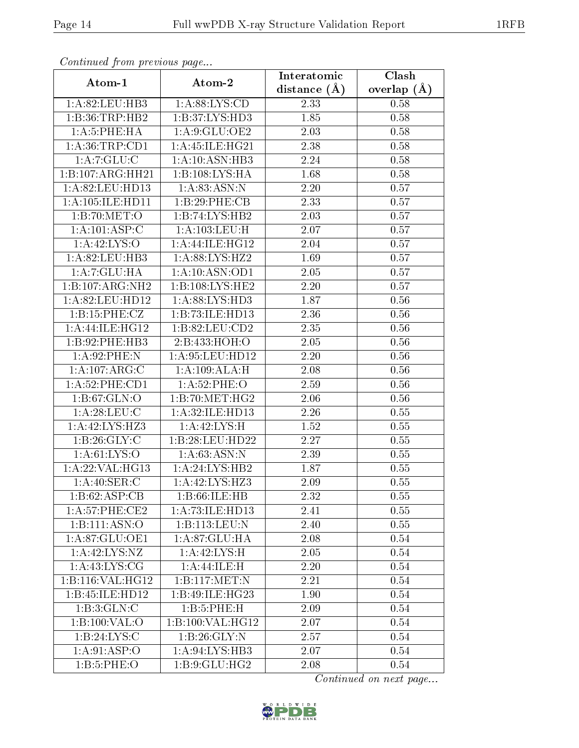*Continued from previous page...*

| Atom-1 | Atom-2 | Interatomic distance (Å) | Clash overlap (Å) |
| --- | --- | --- | --- |
| 1:A:82:LEU:HB3 | 1:A:88:LYS:CD | 2.33 | 0.58 |
| 1:B:36:TRP:HB2 | 1:B:37:LYS:HD3 | 1.85 | 0.58 |
| 1:A:5:PHE:HA | 1:A:9:GLU:OE2 | 2.03 | 0.58 |
| 1:A:36:TRP:CD1 | 1:A:45:ILE:HG21 | 2.38 | 0.58 |
| 1:A:7:GLU:C | 1:A:10:ASN:HB3 | 2.24 | 0.58 |
| 1:B:107:ARG:HH21 | 1:B:108:LYS:HA | 1.68 | 0.58 |
| 1:A:82:LEU:HD13 | 1:A:83:ASN:N | 2.20 | 0.57 |
| 1:A:105:ILE:HD11 | 1:B:29:PHE:CB | 2.33 | 0.57 |
| 1:B:70:MET:O | 1:B:74:LYS:HB2 | 2.03 | 0.57 |
| 1:A:101:ASP:C | 1:A:103:LEU:H | 2.07 | 0.57 |
| 1:A:42:LYS:O | 1:A:44:ILE:HG12 | 2.04 | 0.57 |
| 1:A:82:LEU:HB3 | 1:A:88:LYS:HZ2 | 1.69 | 0.57 |
| 1:A:7:GLU:HA | 1:A:10:ASN:OD1 | 2.05 | 0.57 |
| 1:B:107:ARG:NH2 | 1:B:108:LYS:HE2 | 2.20 | 0.57 |
| 1:A:82:LEU:HD12 | 1:A:88:LYS:HD3 | 1.87 | 0.56 |
| 1:B:15:PHE:CZ | 1:B:73:ILE:HD13 | 2.36 | 0.56 |
| 1:A:44:ILE:HG12 | 1:B:82:LEU:CD2 | 2.35 | 0.56 |
| 1:B:92:PHE:HB3 | 2:B:433:HOH:O | 2.05 | 0.56 |
| 1:A:92:PHE:N | 1:A:95:LEU:HD12 | 2.20 | 0.56 |
| 1:A:107:ARG:C | 1:A:109:ALA:H | 2.08 | 0.56 |
| 1:A:52:PHE:CD1 | 1:A:52:PHE:O | 2.59 | 0.56 |
| 1:B:67:GLN:O | 1:B:70:MET:HG2 | 2.06 | 0.56 |
| 1:A:28:LEU:C | 1:A:32:ILE:HD13 | 2.26 | 0.55 |
| 1:A:42:LYS:HZ3 | 1:A:42:LYS:H | 1.52 | 0.55 |
| 1:B:26:GLY:C | 1:B:28:LEU:HD22 | 2.27 | 0.55 |
| 1:A:61:LYS:O | 1:A:63:ASN:N | 2.39 | 0.55 |
| 1:A:22:VAL:HG13 | 1:A:24:LYS:HB2 | 1.87 | 0.55 |
| 1:A:40:SER:C | 1:A:42:LYS:HZ3 | 2.09 | 0.55 |
| 1:B:62:ASP:CB | 1:B:66:ILE:HB | 2.32 | 0.55 |
| 1:A:57:PHE:CE2 | 1:A:73:ILE:HD13 | 2.41 | 0.55 |
| 1:B:111:ASN:O | 1:B:113:LEU:N | 2.40 | 0.55 |
| 1:A:87:GLU:OE1 | 1:A:87:GLU:HA | 2.08 | 0.54 |
| 1:A:42:LYS:NZ | 1:A:42:LYS:H | 2.05 | 0.54 |
| 1:A:43:LYS:CG | 1:A:44:ILE:H | 2.20 | 0.54 |
| 1:B:116:VAL:HG12 | 1:B:117:MET:N | 2.21 | 0.54 |
| 1:B:45:ILE:HD12 | 1:B:49:ILE:HG23 | 1.90 | 0.54 |
| 1:B:3:GLN:C | 1:B:5:PHE:H | 2.09 | 0.54 |
| 1:B:100:VAL:O | 1:B:100:VAL:HG12 | 2.07 | 0.54 |
| 1:B:24:LYS:C | 1:B:26:GLY:N | 2.57 | 0.54 |
| 1:A:91:ASP:O | 1:A:94:LYS:HB3 | 2.07 | 0.54 |
| 1:B:5:PHE:O | 1:B:9:GLU:HG2 | 2.08 | 0.54 |

*Continued on next page...*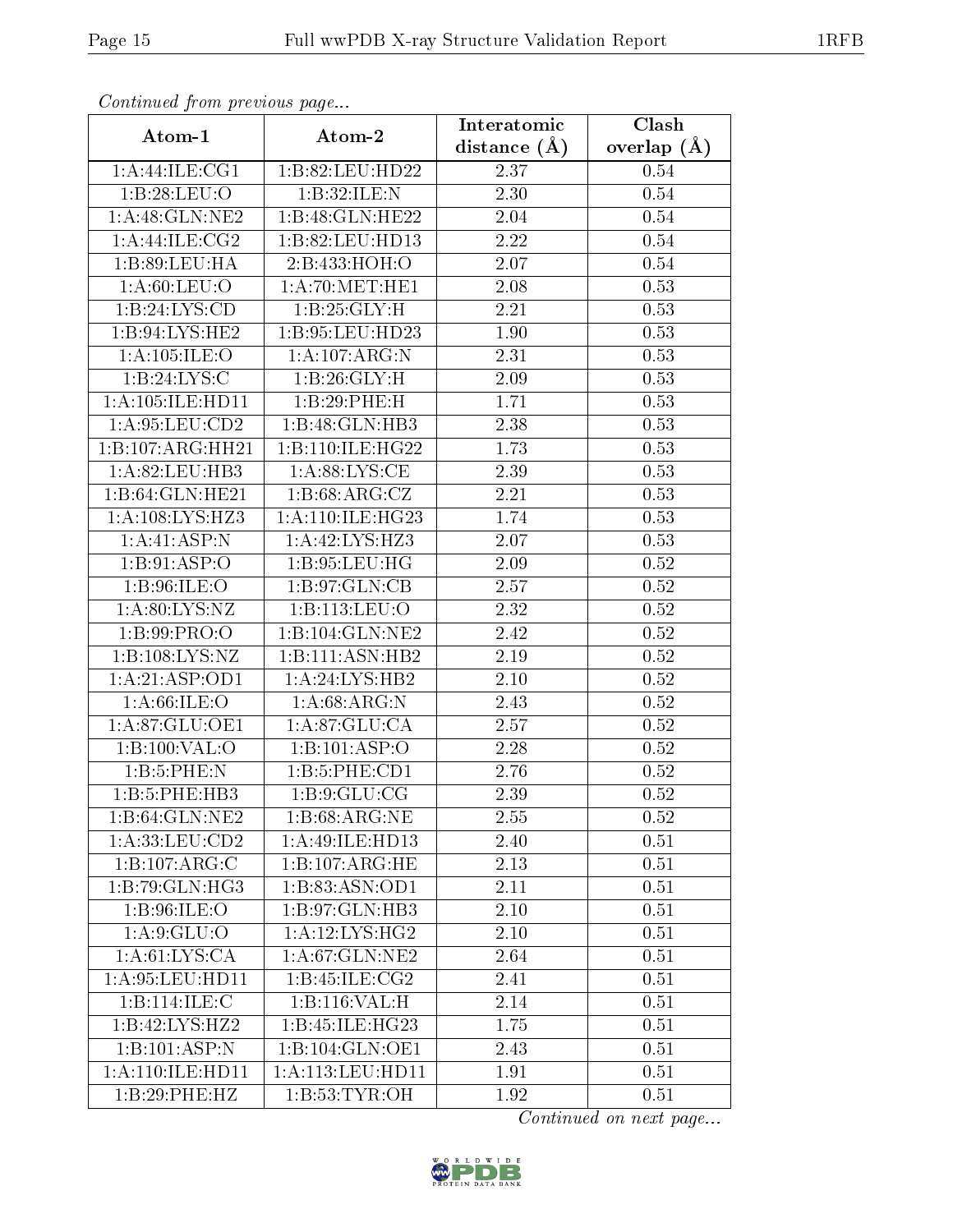*Continued from previous page...*

| Atom-1 | Atom-2 | Interatomic distance (Å) | Clash overlap (Å) |
|---|---|---|---|
| 1:A:44:ILE:CG1 | 1:B:82:LEU:HD22 | 2.37 | 0.54 |
| 1:B:28:LEU:O | 1:B:32:ILE:N | 2.30 | 0.54 |
| 1:A:48:GLN:NE2 | 1:B:48:GLN:HE22 | 2.04 | 0.54 |
| 1:A:44:ILE:CG2 | 1:B:82:LEU:HD13 | 2.22 | 0.54 |
| 1:B:89:LEU:HA | 2:B:433:HOH:O | 2.07 | 0.54 |
| 1:A:60:LEU:O | 1:A:70:MET:HE1 | 2.08 | 0.53 |
| 1:B:24:LYS:CD | 1:B:25:GLY:H | 2.21 | 0.53 |
| 1:B:94:LYS:HE2 | 1:B:95:LEU:HD23 | 1.90 | 0.53 |
| 1:A:105:ILE:O | 1:A:107:ARG:N | 2.31 | 0.53 |
| 1:B:24:LYS:C | 1:B:26:GLY:H | 2.09 | 0.53 |
| 1:A:105:ILE:HD11 | 1:B:29:PHE:H | 1.71 | 0.53 |
| 1:A:95:LEU:CD2 | 1:B:48:GLN:HB3 | 2.38 | 0.53 |
| 1:B:107:ARG:HH21 | 1:B:110:ILE:HG22 | 1.73 | 0.53 |
| 1:A:82:LEU:HB3 | 1:A:88:LYS:CE | 2.39 | 0.53 |
| 1:B:64:GLN:HE21 | 1:B:68:ARG:CZ | 2.21 | 0.53 |
| 1:A:108:LYS:HZ3 | 1:A:110:ILE:HG23 | 1.74 | 0.53 |
| 1:A:41:ASP:N | 1:A:42:LYS:HZ3 | 2.07 | 0.53 |
| 1:B:91:ASP:O | 1:B:95:LEU:HG | 2.09 | 0.52 |
| 1:B:96:ILE:O | 1:B:97:GLN:CB | 2.57 | 0.52 |
| 1:A:80:LYS:NZ | 1:B:113:LEU:O | 2.32 | 0.52 |
| 1:B:99:PRO:O | 1:B:104:GLN:NE2 | 2.42 | 0.52 |
| 1:B:108:LYS:NZ | 1:B:111:ASN:HB2 | 2.19 | 0.52 |
| 1:A:21:ASP:OD1 | 1:A:24:LYS:HB2 | 2.10 | 0.52 |
| 1:A:66:ILE:O | 1:A:68:ARG:N | 2.43 | 0.52 |
| 1:A:87:GLU:OE1 | 1:A:87:GLU:CA | 2.57 | 0.52 |
| 1:B:100:VAL:O | 1:B:101:ASP:O | 2.28 | 0.52 |
| 1:B:5:PHE:N | 1:B:5:PHE:CD1 | 2.76 | 0.52 |
| 1:B:5:PHE:HB3 | 1:B:9:GLU:CG | 2.39 | 0.52 |
| 1:B:64:GLN:NE2 | 1:B:68:ARG:NE | 2.55 | 0.52 |
| 1:A:33:LEU:CD2 | 1:A:49:ILE:HD13 | 2.40 | 0.51 |
| 1:B:107:ARG:C | 1:B:107:ARG:HE | 2.13 | 0.51 |
| 1:B:79:GLN:HG3 | 1:B:83:ASN:OD1 | 2.11 | 0.51 |
| 1:B:96:ILE:O | 1:B:97:GLN:HB3 | 2.10 | 0.51 |
| 1:A:9:GLU:O | 1:A:12:LYS:HG2 | 2.10 | 0.51 |
| 1:A:61:LYS:CA | 1:A:67:GLN:NE2 | 2.64 | 0.51 |
| 1:A:95:LEU:HD11 | 1:B:45:ILE:CG2 | 2.41 | 0.51 |
| 1:B:114:ILE:C | 1:B:116:VAL:H | 2.14 | 0.51 |
| 1:B:42:LYS:HZ2 | 1:B:45:ILE:HG23 | 1.75 | 0.51 |
| 1:B:101:ASP:N | 1:B:104:GLN:OE1 | 2.43 | 0.51 |
| 1:A:110:ILE:HD11 | 1:A:113:LEU:HD11 | 1.91 | 0.51 |
| 1:B:29:PHE:HZ | 1:B:53:TYR:OH | 1.92 | 0.51 |

*Continued on next page...*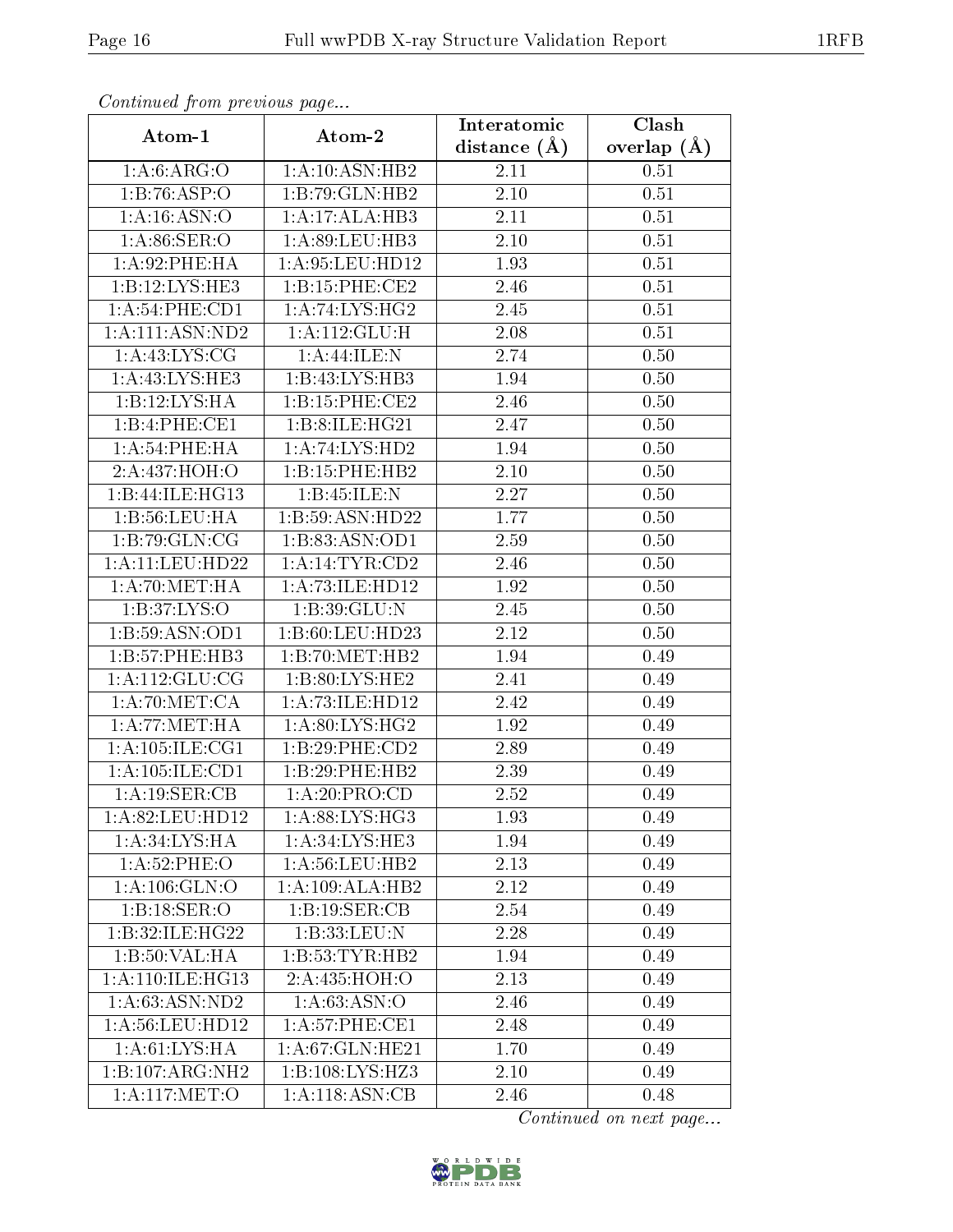*Continued from previous page...*

| Atom-1 | Atom-2 | Interatomic distance (Å) | Clash overlap (Å) |
|---|---|---|---|
| 1:A:6:ARG:O | 1:A:10:ASN:HB2 | 2.11 | 0.51 |
| 1:B:76:ASP:O | 1:B:79:GLN:HB2 | 2.10 | 0.51 |
| 1:A:16:ASN:O | 1:A:17:ALA:HB3 | 2.11 | 0.51 |
| 1:A:86:SER:O | 1:A:89:LEU:HB3 | 2.10 | 0.51 |
| 1:A:92:PHE:HA | 1:A:95:LEU:HD12 | 1.93 | 0.51 |
| 1:B:12:LYS:HE3 | 1:B:15:PHE:CE2 | 2.46 | 0.51 |
| 1:A:54:PHE:CD1 | 1:A:74:LYS:HG2 | 2.45 | 0.51 |
| 1:A:111:ASN:ND2 | 1:A:112:GLU:H | 2.08 | 0.51 |
| 1:A:43:LYS:CG | 1:A:44:ILE:N | 2.74 | 0.50 |
| 1:A:43:LYS:HE3 | 1:B:43:LYS:HB3 | 1.94 | 0.50 |
| 1:B:12:LYS:HA | 1:B:15:PHE:CE2 | 2.46 | 0.50 |
| 1:B:4:PHE:CE1 | 1:B:8:ILE:HG21 | 2.47 | 0.50 |
| 1:A:54:PHE:HA | 1:A:74:LYS:HD2 | 1.94 | 0.50 |
| 2:A:437:HOH:O | 1:B:15:PHE:HB2 | 2.10 | 0.50 |
| 1:B:44:ILE:HG13 | 1:B:45:ILE:N | 2.27 | 0.50 |
| 1:B:56:LEU:HA | 1:B:59:ASN:HD22 | 1.77 | 0.50 |
| 1:B:79:GLN:CG | 1:B:83:ASN:OD1 | 2.59 | 0.50 |
| 1:A:11:LEU:HD22 | 1:A:14:TYR:CD2 | 2.46 | 0.50 |
| 1:A:70:MET:HA | 1:A:73:ILE:HD12 | 1.92 | 0.50 |
| 1:B:37:LYS:O | 1:B:39:GLU:N | 2.45 | 0.50 |
| 1:B:59:ASN:OD1 | 1:B:60:LEU:HD23 | 2.12 | 0.50 |
| 1:B:57:PHE:HB3 | 1:B:70:MET:HB2 | 1.94 | 0.49 |
| 1:A:112:GLU:CG | 1:B:80:LYS:HE2 | 2.41 | 0.49 |
| 1:A:70:MET:CA | 1:A:73:ILE:HD12 | 2.42 | 0.49 |
| 1:A:77:MET:HA | 1:A:80:LYS:HG2 | 1.92 | 0.49 |
| 1:A:105:ILE:CG1 | 1:B:29:PHE:CD2 | 2.89 | 0.49 |
| 1:A:105:ILE:CD1 | 1:B:29:PHE:HB2 | 2.39 | 0.49 |
| 1:A:19:SER:CB | 1:A:20:PRO:CD | 2.52 | 0.49 |
| 1:A:82:LEU:HD12 | 1:A:88:LYS:HG3 | 1.93 | 0.49 |
| 1:A:34:LYS:HA | 1:A:34:LYS:HE3 | 1.94 | 0.49 |
| 1:A:52:PHE:O | 1:A:56:LEU:HB2 | 2.13 | 0.49 |
| 1:A:106:GLN:O | 1:A:109:ALA:HB2 | 2.12 | 0.49 |
| 1:B:18:SER:O | 1:B:19:SER:CB | 2.54 | 0.49 |
| 1:B:32:ILE:HG22 | 1:B:33:LEU:N | 2.28 | 0.49 |
| 1:B:50:VAL:HA | 1:B:53:TYR:HB2 | 1.94 | 0.49 |
| 1:A:110:ILE:HG13 | 2:A:435:HOH:O | 2.13 | 0.49 |
| 1:A:63:ASN:ND2 | 1:A:63:ASN:O | 2.46 | 0.49 |
| 1:A:56:LEU:HD12 | 1:A:57:PHE:CE1 | 2.48 | 0.49 |
| 1:A:61:LYS:HA | 1:A:67:GLN:HE21 | 1.70 | 0.49 |
| 1:B:107:ARG:NH2 | 1:B:108:LYS:HZ3 | 2.10 | 0.49 |
| 1:A:117:MET:O | 1:A:118:ASN:CB | 2.46 | 0.48 |

*Continued on next page...*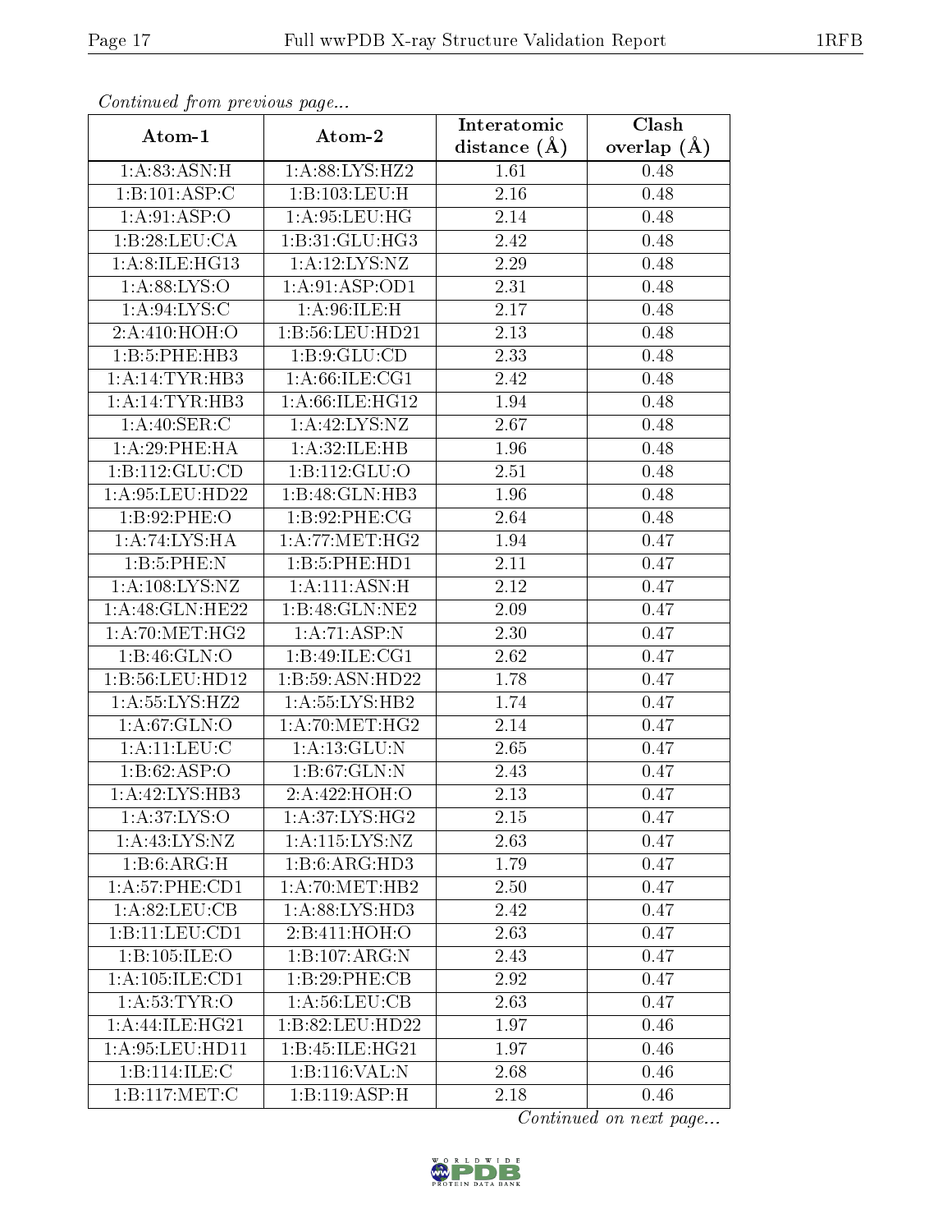*Continued from previous page...*

| Atom-1 | Atom-2 | Interatomic distance (Å) | Clash overlap (Å) |
| --- | --- | --- | --- |
| 1:A:83:ASN:H | 1:A:88:LYS:HZ2 | 1.61 | 0.48 |
| 1:B:101:ASP:C | 1:B:103:LEU:H | 2.16 | 0.48 |
| 1:A:91:ASP:O | 1:A:95:LEU:HG | 2.14 | 0.48 |
| 1:B:28:LEU:CA | 1:B:31:GLU:HG3 | 2.42 | 0.48 |
| 1:A:8:ILE:HG13 | 1:A:12:LYS:NZ | 2.29 | 0.48 |
| 1:A:88:LYS:O | 1:A:91:ASP:OD1 | 2.31 | 0.48 |
| 1:A:94:LYS:C | 1:A:96:ILE:H | 2.17 | 0.48 |
| 2:A:410:HOH:O | 1:B:56:LEU:HD21 | 2.13 | 0.48 |
| 1:B:5:PHE:HB3 | 1:B:9:GLU:CD | 2.33 | 0.48 |
| 1:A:14:TYR:HB3 | 1:A:66:ILE:CG1 | 2.42 | 0.48 |
| 1:A:14:TYR:HB3 | 1:A:66:ILE:HG12 | 1.94 | 0.48 |
| 1:A:40:SER:C | 1:A:42:LYS:NZ | 2.67 | 0.48 |
| 1:A:29:PHE:HA | 1:A:32:ILE:HB | 1.96 | 0.48 |
| 1:B:112:GLU:CD | 1:B:112:GLU:O | 2.51 | 0.48 |
| 1:A:95:LEU:HD22 | 1:B:48:GLN:HB3 | 1.96 | 0.48 |
| 1:B:92:PHE:O | 1:B:92:PHE:CG | 2.64 | 0.48 |
| 1:A:74:LYS:HA | 1:A:77:MET:HG2 | 1.94 | 0.47 |
| 1:B:5:PHE:N | 1:B:5:PHE:HD1 | 2.11 | 0.47 |
| 1:A:108:LYS:NZ | 1:A:111:ASN:H | 2.12 | 0.47 |
| 1:A:48:GLN:HE22 | 1:B:48:GLN:NE2 | 2.09 | 0.47 |
| 1:A:70:MET:HG2 | 1:A:71:ASP:N | 2.30 | 0.47 |
| 1:B:46:GLN:O | 1:B:49:ILE:CG1 | 2.62 | 0.47 |
| 1:B:56:LEU:HD12 | 1:B:59:ASN:HD22 | 1.78 | 0.47 |
| 1:A:55:LYS:HZ2 | 1:A:55:LYS:HB2 | 1.74 | 0.47 |
| 1:A:67:GLN:O | 1:A:70:MET:HG2 | 2.14 | 0.47 |
| 1:A:11:LEU:C | 1:A:13:GLU:N | 2.65 | 0.47 |
| 1:B:62:ASP:O | 1:B:67:GLN:N | 2.43 | 0.47 |
| 1:A:42:LYS:HB3 | 2:A:422:HOH:O | 2.13 | 0.47 |
| 1:A:37:LYS:O | 1:A:37:LYS:HG2 | 2.15 | 0.47 |
| 1:A:43:LYS:NZ | 1:A:115:LYS:NZ | 2.63 | 0.47 |
| 1:B:6:ARG:H | 1:B:6:ARG:HD3 | 1.79 | 0.47 |
| 1:A:57:PHE:CD1 | 1:A:70:MET:HB2 | 2.50 | 0.47 |
| 1:A:82:LEU:CB | 1:A:88:LYS:HD3 | 2.42 | 0.47 |
| 1:B:11:LEU:CD1 | 2:B:411:HOH:O | 2.63 | 0.47 |
| 1:B:105:ILE:O | 1:B:107:ARG:N | 2.43 | 0.47 |
| 1:A:105:ILE:CD1 | 1:B:29:PHE:CB | 2.92 | 0.47 |
| 1:A:53:TYR:O | 1:A:56:LEU:CB | 2.63 | 0.47 |
| 1:A:44:ILE:HG21 | 1:B:82:LEU:HD22 | 1.97 | 0.46 |
| 1:A:95:LEU:HD11 | 1:B:45:ILE:HG21 | 1.97 | 0.46 |
| 1:B:114:ILE:C | 1:B:116:VAL:N | 2.68 | 0.46 |
| 1:B:117:MET:C | 1:B:119:ASP:H | 2.18 | 0.46 |

*Continued on next page...*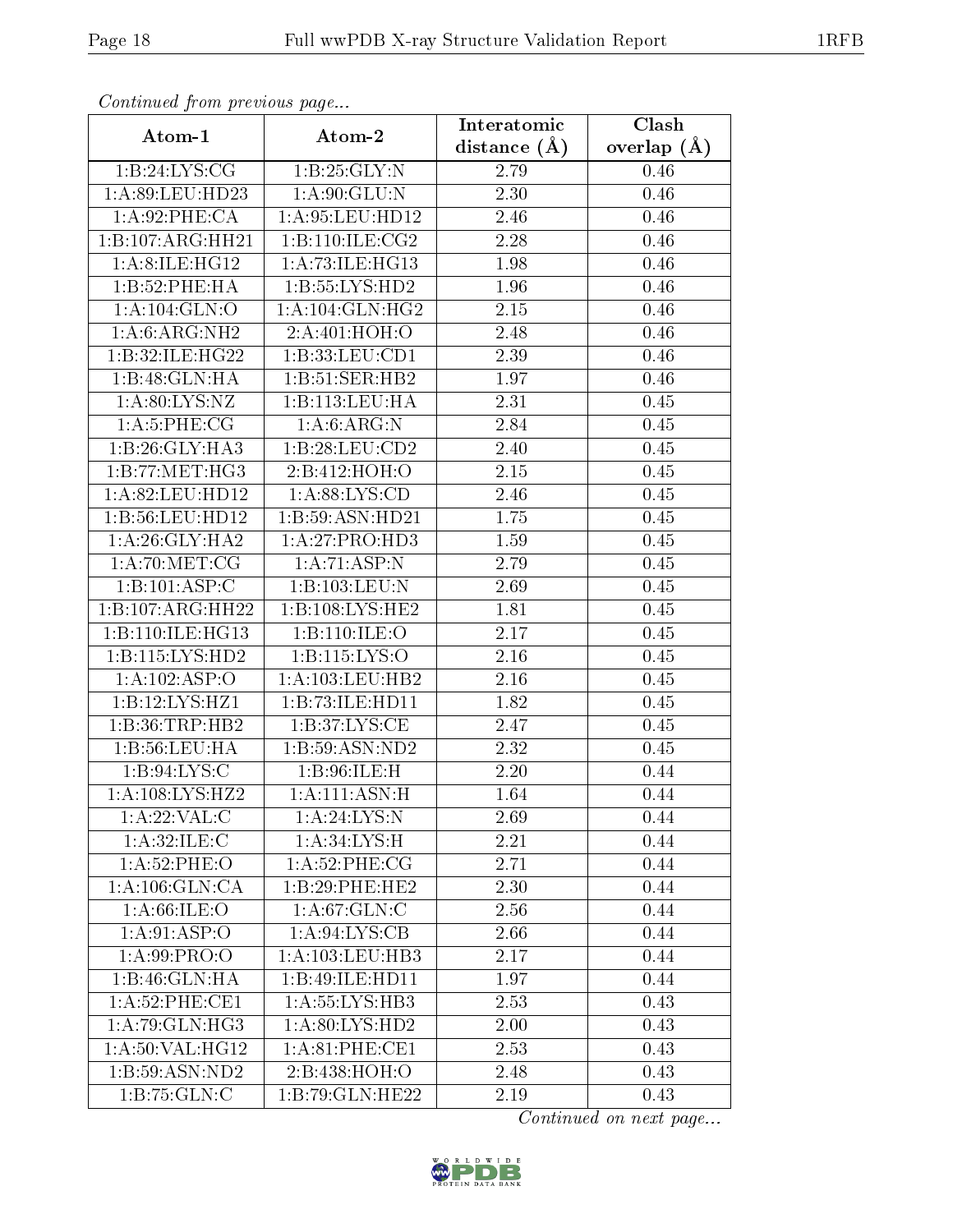*Continued from previous page...*

| Atom-1 | Atom-2 | Interatomic distance (Å) | Clash overlap (Å) |
|---|---|---|---|
| 1:B:24:LYS:CG | 1:B:25:GLY:N | 2.79 | 0.46 |
| 1:A:89:LEU:HD23 | 1:A:90:GLU:N | 2.30 | 0.46 |
| 1:A:92:PHE:CA | 1:A:95:LEU:HD12 | 2.46 | 0.46 |
| 1:B:107:ARG:HH21 | 1:B:110:ILE:CG2 | 2.28 | 0.46 |
| 1:A:8:ILE:HG12 | 1:A:73:ILE:HG13 | 1.98 | 0.46 |
| 1:B:52:PHE:HA | 1:B:55:LYS:HD2 | 1.96 | 0.46 |
| 1:A:104:GLN:O | 1:A:104:GLN:HG2 | 2.15 | 0.46 |
| 1:A:6:ARG:NH2 | 2:A:401:HOH:O | 2.48 | 0.46 |
| 1:B:32:ILE:HG22 | 1:B:33:LEU:CD1 | 2.39 | 0.46 |
| 1:B:48:GLN:HA | 1:B:51:SER:HB2 | 1.97 | 0.46 |
| 1:A:80:LYS:NZ | 1:B:113:LEU:HA | 2.31 | 0.45 |
| 1:A:5:PHE:CG | 1:A:6:ARG:N | 2.84 | 0.45 |
| 1:B:26:GLY:HA3 | 1:B:28:LEU:CD2 | 2.40 | 0.45 |
| 1:B:77:MET:HG3 | 2:B:412:HOH:O | 2.15 | 0.45 |
| 1:A:82:LEU:HD12 | 1:A:88:LYS:CD | 2.46 | 0.45 |
| 1:B:56:LEU:HD12 | 1:B:59:ASN:HD21 | 1.75 | 0.45 |
| 1:A:26:GLY:HA2 | 1:A:27:PRO:HD3 | 1.59 | 0.45 |
| 1:A:70:MET:CG | 1:A:71:ASP:N | 2.79 | 0.45 |
| 1:B:101:ASP:C | 1:B:103:LEU:N | 2.69 | 0.45 |
| 1:B:107:ARG:HH22 | 1:B:108:LYS:HE2 | 1.81 | 0.45 |
| 1:B:110:ILE:HG13 | 1:B:110:ILE:O | 2.17 | 0.45 |
| 1:B:115:LYS:HD2 | 1:B:115:LYS:O | 2.16 | 0.45 |
| 1:A:102:ASP:O | 1:A:103:LEU:HB2 | 2.16 | 0.45 |
| 1:B:12:LYS:HZ1 | 1:B:73:ILE:HD11 | 1.82 | 0.45 |
| 1:B:36:TRP:HB2 | 1:B:37:LYS:CE | 2.47 | 0.45 |
| 1:B:56:LEU:HA | 1:B:59:ASN:ND2 | 2.32 | 0.45 |
| 1:B:94:LYS:C | 1:B:96:ILE:H | 2.20 | 0.44 |
| 1:A:108:LYS:HZ2 | 1:A:111:ASN:H | 1.64 | 0.44 |
| 1:A:22:VAL:C | 1:A:24:LYS:N | 2.69 | 0.44 |
| 1:A:32:ILE:C | 1:A:34:LYS:H | 2.21 | 0.44 |
| 1:A:52:PHE:O | 1:A:52:PHE:CG | 2.71 | 0.44 |
| 1:A:106:GLN:CA | 1:B:29:PHE:HE2 | 2.30 | 0.44 |
| 1:A:66:ILE:O | 1:A:67:GLN:C | 2.56 | 0.44 |
| 1:A:91:ASP:O | 1:A:94:LYS:CB | 2.66 | 0.44 |
| 1:A:99:PRO:O | 1:A:103:LEU:HB3 | 2.17 | 0.44 |
| 1:B:46:GLN:HA | 1:B:49:ILE:HD11 | 1.97 | 0.44 |
| 1:A:52:PHE:CE1 | 1:A:55:LYS:HB3 | 2.53 | 0.43 |
| 1:A:79:GLN:HG3 | 1:A:80:LYS:HD2 | 2.00 | 0.43 |
| 1:A:50:VAL:HG12 | 1:A:81:PHE:CE1 | 2.53 | 0.43 |
| 1:B:59:ASN:ND2 | 2:B:438:HOH:O | 2.48 | 0.43 |
| 1:B:75:GLN:C | 1:B:79:GLN:HE22 | 2.19 | 0.43 |

*Continued on next page...*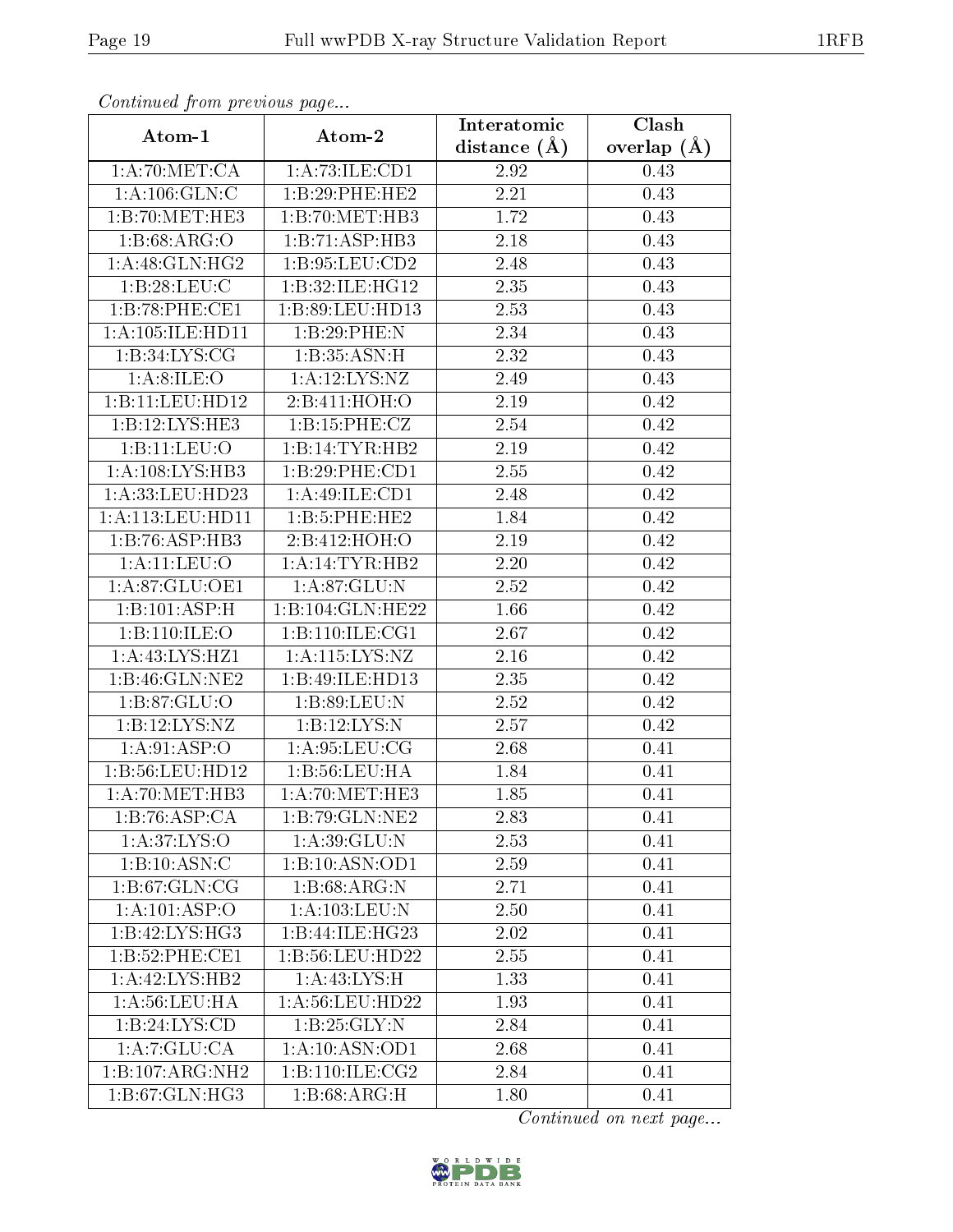*Continued from previous page...*

| Atom-1 | Atom-2 | Interatomic distance (Å) | Clash overlap (Å) |
|---|---|---|---|
| 1:A:70:MET:CA | 1:A:73:ILE:CD1 | 2.92 | 0.43 |
| 1:A:106:GLN:C | 1:B:29:PHE:HE2 | 2.21 | 0.43 |
| 1:B:70:MET:HE3 | 1:B:70:MET:HB3 | 1.72 | 0.43 |
| 1:B:68:ARG:O | 1:B:71:ASP:HB3 | 2.18 | 0.43 |
| 1:A:48:GLN:HG2 | 1:B:95:LEU:CD2 | 2.48 | 0.43 |
| 1:B:28:LEU:C | 1:B:32:ILE:HG12 | 2.35 | 0.43 |
| 1:B:78:PHE:CE1 | 1:B:89:LEU:HD13 | 2.53 | 0.43 |
| 1:A:105:ILE:HD11 | 1:B:29:PHE:N | 2.34 | 0.43 |
| 1:B:34:LYS:CG | 1:B:35:ASN:H | 2.32 | 0.43 |
| 1:A:8:ILE:O | 1:A:12:LYS:NZ | 2.49 | 0.43 |
| 1:B:11:LEU:HD12 | 2:B:411:HOH:O | 2.19 | 0.42 |
| 1:B:12:LYS:HE3 | 1:B:15:PHE:CZ | 2.54 | 0.42 |
| 1:B:11:LEU:O | 1:B:14:TYR:HB2 | 2.19 | 0.42 |
| 1:A:108:LYS:HB3 | 1:B:29:PHE:CD1 | 2.55 | 0.42 |
| 1:A:33:LEU:HD23 | 1:A:49:ILE:CD1 | 2.48 | 0.42 |
| 1:A:113:LEU:HD11 | 1:B:5:PHE:HE2 | 1.84 | 0.42 |
| 1:B:76:ASP:HB3 | 2:B:412:HOH:O | 2.19 | 0.42 |
| 1:A:11:LEU:O | 1:A:14:TYR:HB2 | 2.20 | 0.42 |
| 1:A:87:GLU:OE1 | 1:A:87:GLU:N | 2.52 | 0.42 |
| 1:B:101:ASP:H | 1:B:104:GLN:HE22 | 1.66 | 0.42 |
| 1:B:110:ILE:O | 1:B:110:ILE:CG1 | 2.67 | 0.42 |
| 1:A:43:LYS:HZ1 | 1:A:115:LYS:NZ | 2.16 | 0.42 |
| 1:B:46:GLN:NE2 | 1:B:49:ILE:HD13 | 2.35 | 0.42 |
| 1:B:87:GLU:O | 1:B:89:LEU:N | 2.52 | 0.42 |
| 1:B:12:LYS:NZ | 1:B:12:LYS:N | 2.57 | 0.42 |
| 1:A:91:ASP:O | 1:A:95:LEU:CG | 2.68 | 0.41 |
| 1:B:56:LEU:HD12 | 1:B:56:LEU:HA | 1.84 | 0.41 |
| 1:A:70:MET:HB3 | 1:A:70:MET:HE3 | 1.85 | 0.41 |
| 1:B:76:ASP:CA | 1:B:79:GLN:NE2 | 2.83 | 0.41 |
| 1:A:37:LYS:O | 1:A:39:GLU:N | 2.53 | 0.41 |
| 1:B:10:ASN:C | 1:B:10:ASN:OD1 | 2.59 | 0.41 |
| 1:B:67:GLN:CG | 1:B:68:ARG:N | 2.71 | 0.41 |
| 1:A:101:ASP:O | 1:A:103:LEU:N | 2.50 | 0.41 |
| 1:B:42:LYS:HG3 | 1:B:44:ILE:HG23 | 2.02 | 0.41 |
| 1:B:52:PHE:CE1 | 1:B:56:LEU:HD22 | 2.55 | 0.41 |
| 1:A:42:LYS:HB2 | 1:A:43:LYS:H | 1.33 | 0.41 |
| 1:A:56:LEU:HA | 1:A:56:LEU:HD22 | 1.93 | 0.41 |
| 1:B:24:LYS:CD | 1:B:25:GLY:N | 2.84 | 0.41 |
| 1:A:7:GLU:CA | 1:A:10:ASN:OD1 | 2.68 | 0.41 |
| 1:B:107:ARG:NH2 | 1:B:110:ILE:CG2 | 2.84 | 0.41 |
| 1:B:67:GLN:HG3 | 1:B:68:ARG:H | 1.80 | 0.41 |

*Continued on next page...*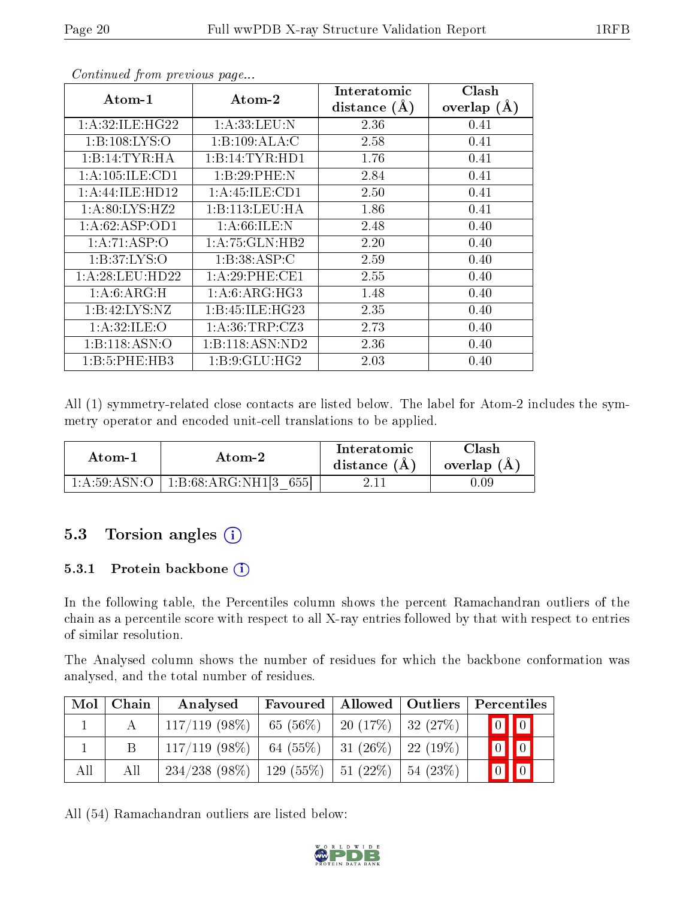*Continued from previous page...*

| Atom-1 | Atom-2 | Interatomic distance (Å) | Clash overlap (Å) |
|---|---|---|---|
| 1:A:32:ILE:HG22 | 1:A:33:LEU:N | 2.36 | 0.41 |
| 1:B:108:LYS:O | 1:B:109:ALA:C | 2.58 | 0.41 |
| 1:B:14:TYR:HA | 1:B:14:TYR:HD1 | 1.76 | 0.41 |
| 1:A:105:ILE:CD1 | 1:B:29:PHE:N | 2.84 | 0.41 |
| 1:A:44:ILE:HD12 | 1:A:45:ILE:CD1 | 2.50 | 0.41 |
| 1:A:80:LYS:HZ2 | 1:B:113:LEU:HA | 1.86 | 0.41 |
| 1:A:62:ASP:OD1 | 1:A:66:ILE:N | 2.48 | 0.40 |
| 1:A:71:ASP:O | 1:A:75:GLN:HB2 | 2.20 | 0.40 |
| 1:B:37:LYS:O | 1:B:38:ASP:C | 2.59 | 0.40 |
| 1:A:28:LEU:HD22 | 1:A:29:PHE:CE1 | 2.55 | 0.40 |
| 1:A:6:ARG:H | 1:A:6:ARG:HG3 | 1.48 | 0.40 |
| 1:B:42:LYS:NZ | 1:B:45:ILE:HG23 | 2.35 | 0.40 |
| 1:A:32:ILE:O | 1:A:36:TRP:CZ3 | 2.73 | 0.40 |
| 1:B:118:ASN:O | 1:B:118:ASN:ND2 | 2.36 | 0.40 |
| 1:B:5:PHE:HB3 | 1:B:9:GLU:HG2 | 2.03 | 0.40 |

All (1) symmetry-related close contacts are listed below. The label for Atom-2 includes the symmetry operator and encoded unit-cell translations to be applied.

| Atom-1 | Atom-2 | Interatomic distance (Å) | Clash overlap (Å) |
|---|---|---|---|
| 1:A:59:ASN:O | 1:B:68:ARG:NH1[3_655] | 2.11 | 0.09 |

## 5.3 Torsion angles

### 5.3.1 Protein backbone

In the following table, the Percentiles column shows the percent Ramachandran outliers of the chain as a percentile score with respect to all X-ray entries followed by that with respect to entries of similar resolution.

The Analysed column shows the number of residues for which the backbone conformation was analysed, and the total number of residues.

| Mol | Chain | Analysed | Favoured | Allowed | Outliers | Percentiles | |
|---|---|---|---|---|---|---|---|
| 1 | A | 117/119 (98%) | 65 (56%) | 20 (17%) | 32 (27%) | 0 | 0 |
| 1 | B | 117/119 (98%) | 64 (55%) | 31 (26%) | 22 (19%) | 0 | 0 |
| All | All | 234/238 (98%) | 129 (55%) | 51 (22%) | 54 (23%) | 0 | 0 |

All (54) Ramachandran outliers are listed below: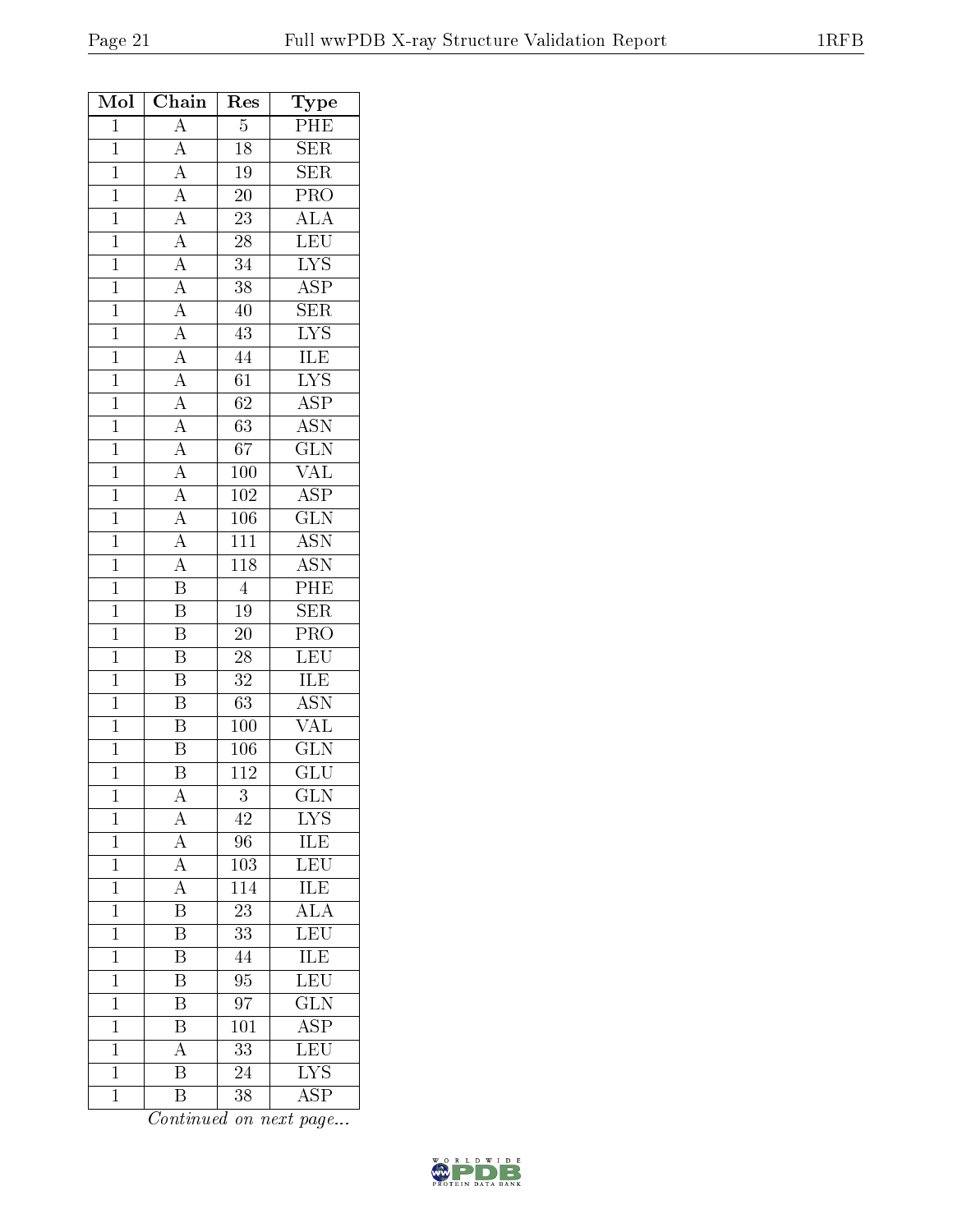| Mol | Chain | Res | Type |
|---|---|---|---|
| 1 | A | 5 | PHE |
| 1 | A | 18 | SER |
| 1 | A | 19 | SER |
| 1 | A | 20 | PRO |
| 1 | A | 23 | ALA |
| 1 | A | 28 | LEU |
| 1 | A | 34 | LYS |
| 1 | A | 38 | ASP |
| 1 | A | 40 | SER |
| 1 | A | 43 | LYS |
| 1 | A | 44 | ILE |
| 1 | A | 61 | LYS |
| 1 | A | 62 | ASP |
| 1 | A | 63 | ASN |
| 1 | A | 67 | GLN |
| 1 | A | 100 | VAL |
| 1 | A | 102 | ASP |
| 1 | A | 106 | GLN |
| 1 | A | 111 | ASN |
| 1 | A | 118 | ASN |
| 1 | B | 4 | PHE |
| 1 | B | 19 | SER |
| 1 | B | 20 | PRO |
| 1 | B | 28 | LEU |
| 1 | B | 32 | ILE |
| 1 | B | 63 | ASN |
| 1 | B | 100 | VAL |
| 1 | B | 106 | GLN |
| 1 | B | 112 | GLU |
| 1 | A | 3 | GLN |
| 1 | A | 42 | LYS |
| 1 | A | 96 | ILE |
| 1 | A | 103 | LEU |
| 1 | A | 114 | ILE |
| 1 | B | 23 | ALA |
| 1 | B | 33 | LEU |
| 1 | B | 44 | ILE |
| 1 | B | 95 | LEU |
| 1 | B | 97 | GLN |
| 1 | B | 101 | ASP |
| 1 | A | 33 | LEU |
| 1 | B | 24 | LYS |
| 1 | B | 38 | ASP |

*Continued on next page...*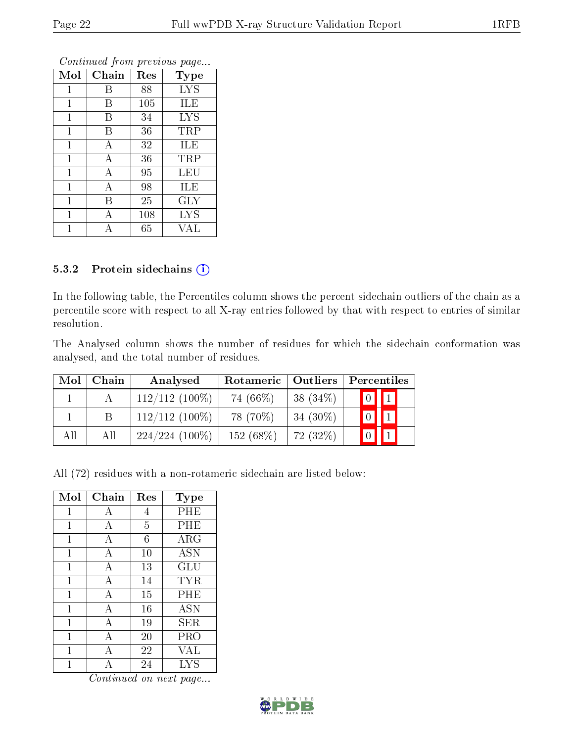*Continued from previous page...*

| Mol | Chain | Res | Type |
|---|---|---|---|
| 1 | B | 88 | LYS |
| 1 | B | 105 | ILE |
| 1 | B | 34 | LYS |
| 1 | B | 36 | TRP |
| 1 | A | 32 | ILE |
| 1 | A | 36 | TRP |
| 1 | A | 95 | LEU |
| 1 | A | 98 | ILE |
| 1 | B | 25 | GLY |
| 1 | A | 108 | LYS |
| 1 | A | 65 | VAL |

### 5.3.2 Protein sidechains

In the following table, the Percentiles column shows the percent sidechain outliers of the chain as a percentile score with respect to all X-ray entries followed by that with respect to entries of similar resolution.

The Analysed column shows the number of residues for which the sidechain conformation was analysed, and the total number of residues.

| Mol | Chain | Analysed | Rotameric | Outliers | Percentiles | |
|---|---|---|---|---|---|---|
| 1 | A | 112/112 (100%) | 74 (66%) | 38 (34%) | 0 | 1 |
| 1 | B | 112/112 (100%) | 78 (70%) | 34 (30%) | 0 | 1 |
| All | All | 224/224 (100%) | 152 (68%) | 72 (32%) | 0 | 1 |

All (72) residues with a non-rotameric sidechain are listed below:

| Mol | Chain | Res | Type |
|---|---|---|---|
| 1 | A | 4 | PHE |
| 1 | A | 5 | PHE |
| 1 | A | 6 | ARG |
| 1 | A | 10 | ASN |
| 1 | A | 13 | GLU |
| 1 | A | 14 | TYR |
| 1 | A | 15 | PHE |
| 1 | A | 16 | ASN |
| 1 | A | 19 | SER |
| 1 | A | 20 | PRO |
| 1 | A | 22 | VAL |
| 1 | A | 24 | LYS |

*Continued on next page...*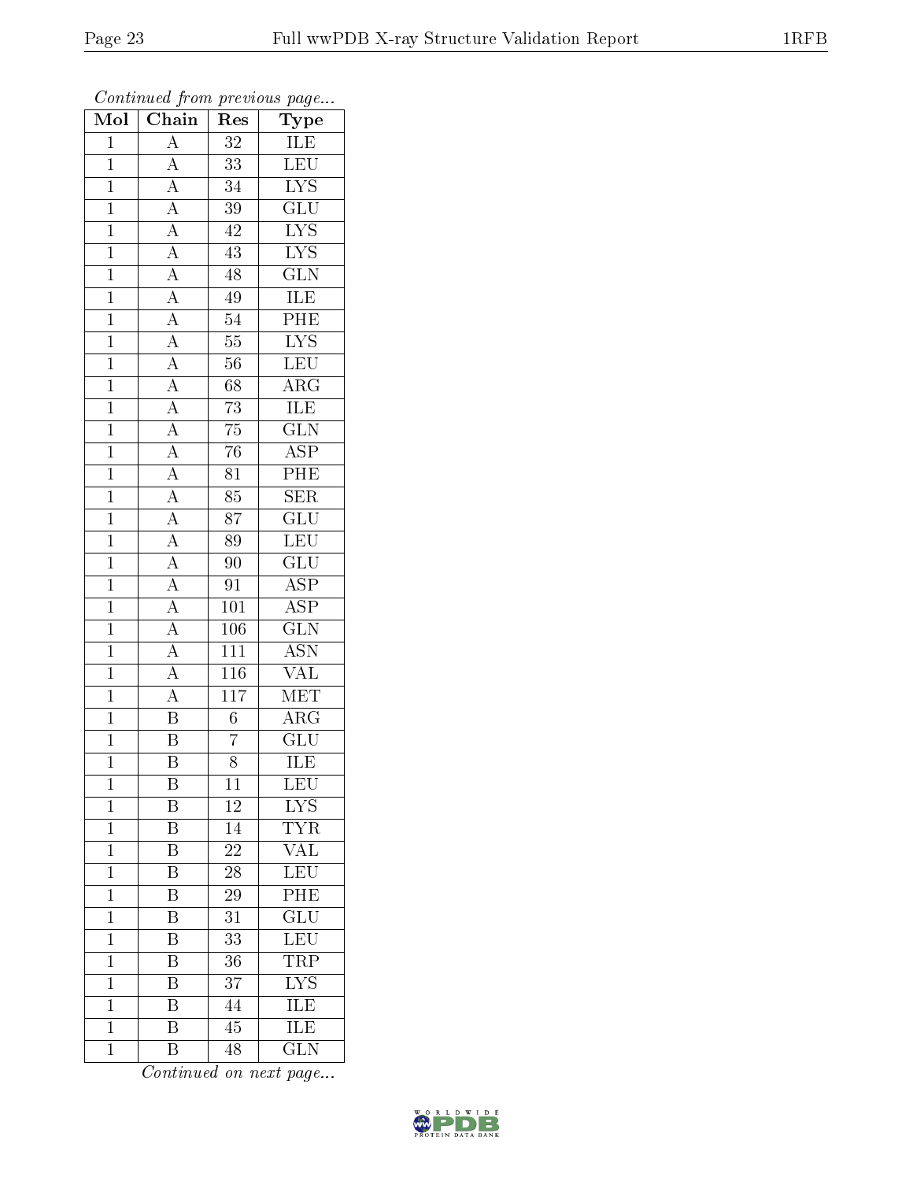*Continued from previous page...*

| Mol | Chain | Res | Type |
|---|---|---|---|
| 1 | A | 32 | ILE |
| 1 | A | 33 | LEU |
| 1 | A | 34 | LYS |
| 1 | A | 39 | GLU |
| 1 | A | 42 | LYS |
| 1 | A | 43 | LYS |
| 1 | A | 48 | GLN |
| 1 | A | 49 | ILE |
| 1 | A | 54 | PHE |
| 1 | A | 55 | LYS |
| 1 | A | 56 | LEU |
| 1 | A | 68 | ARG |
| 1 | A | 73 | ILE |
| 1 | A | 75 | GLN |
| 1 | A | 76 | ASP |
| 1 | A | 81 | PHE |
| 1 | A | 85 | SER |
| 1 | A | 87 | GLU |
| 1 | A | 89 | LEU |
| 1 | A | 90 | GLU |
| 1 | A | 91 | ASP |
| 1 | A | 101 | ASP |
| 1 | A | 106 | GLN |
| 1 | A | 111 | ASN |
| 1 | A | 116 | VAL |
| 1 | A | 117 | MET |
| 1 | B | 6 | ARG |
| 1 | B | 7 | GLU |
| 1 | B | 8 | ILE |
| 1 | B | 11 | LEU |
| 1 | B | 12 | LYS |
| 1 | B | 14 | TYR |
| 1 | B | 22 | VAL |
| 1 | B | 28 | LEU |
| 1 | B | 29 | PHE |
| 1 | B | 31 | GLU |
| 1 | B | 33 | LEU |
| 1 | B | 36 | TRP |
| 1 | B | 37 | LYS |
| 1 | B | 44 | ILE |
| 1 | B | 45 | ILE |
| 1 | B | 48 | GLN |

*Continued on next page...*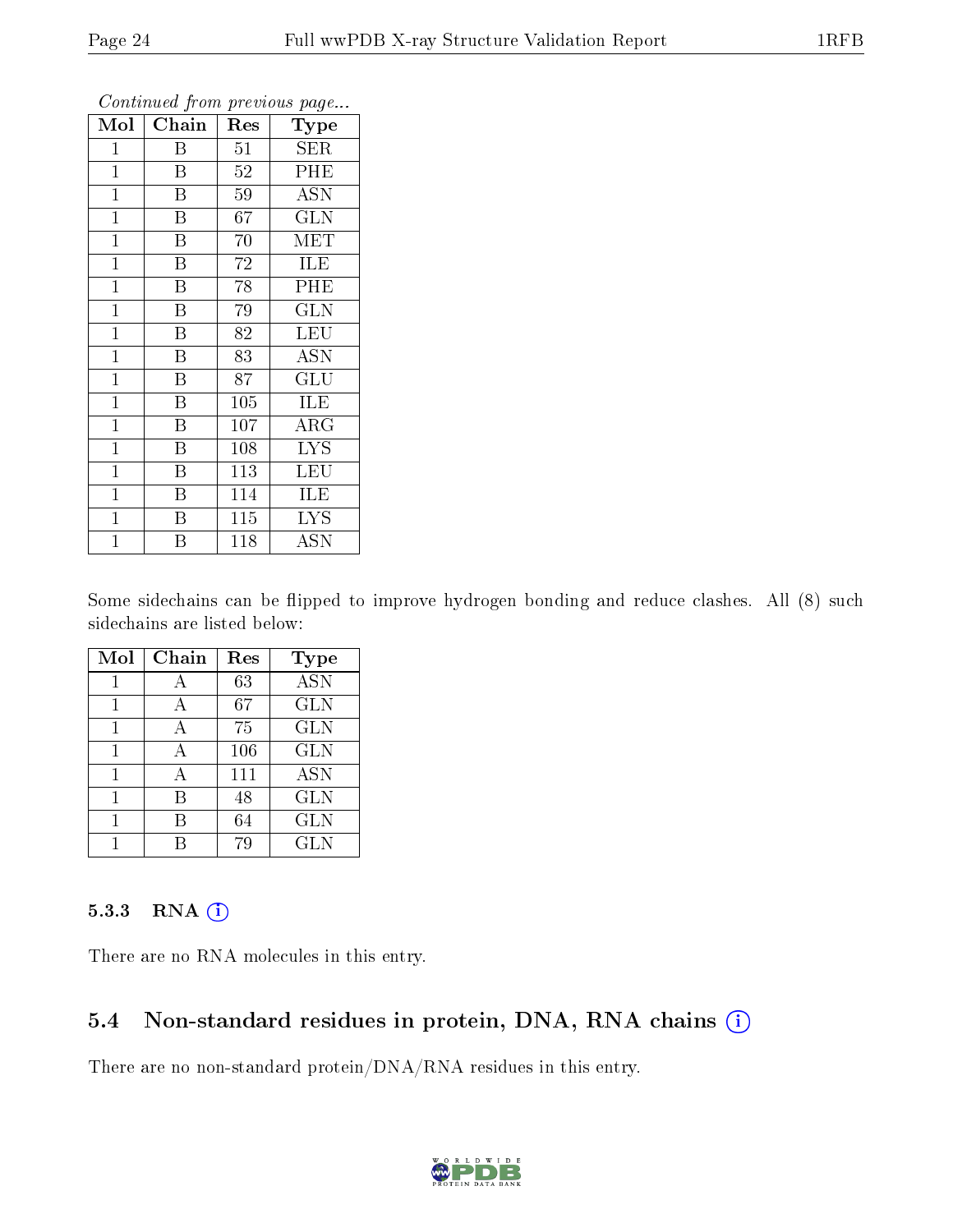*Continued from previous page...*

| Mol | Chain | Res | Type |
|---|---|---|---|
| 1 | B | 51 | SER |
| 1 | B | 52 | PHE |
| 1 | B | 59 | ASN |
| 1 | B | 67 | GLN |
| 1 | B | 70 | MET |
| 1 | B | 72 | ILE |
| 1 | B | 78 | PHE |
| 1 | B | 79 | GLN |
| 1 | B | 82 | LEU |
| 1 | B | 83 | ASN |
| 1 | B | 87 | GLU |
| 1 | B | 105 | ILE |
| 1 | B | 107 | ARG |
| 1 | B | 108 | LYS |
| 1 | B | 113 | LEU |
| 1 | B | 114 | ILE |
| 1 | B | 115 | LYS |
| 1 | B | 118 | ASN |

Some sidechains can be flipped to improve hydrogen bonding and reduce clashes. All (8) such sidechains are listed below:

| Mol | Chain | Res | Type |
|---|---|---|---|
| 1 | A | 63 | ASN |
| 1 | A | 67 | GLN |
| 1 | A | 75 | GLN |
| 1 | A | 106 | GLN |
| 1 | A | 111 | ASN |
| 1 | B | 48 | GLN |
| 1 | B | 64 | GLN |
| 1 | B | 79 | GLN |

### 5.3.3 RNA

There are no RNA molecules in this entry.

## 5.4 Non-standard residues in protein, DNA, RNA chains

There are no non-standard protein/DNA/RNA residues in this entry.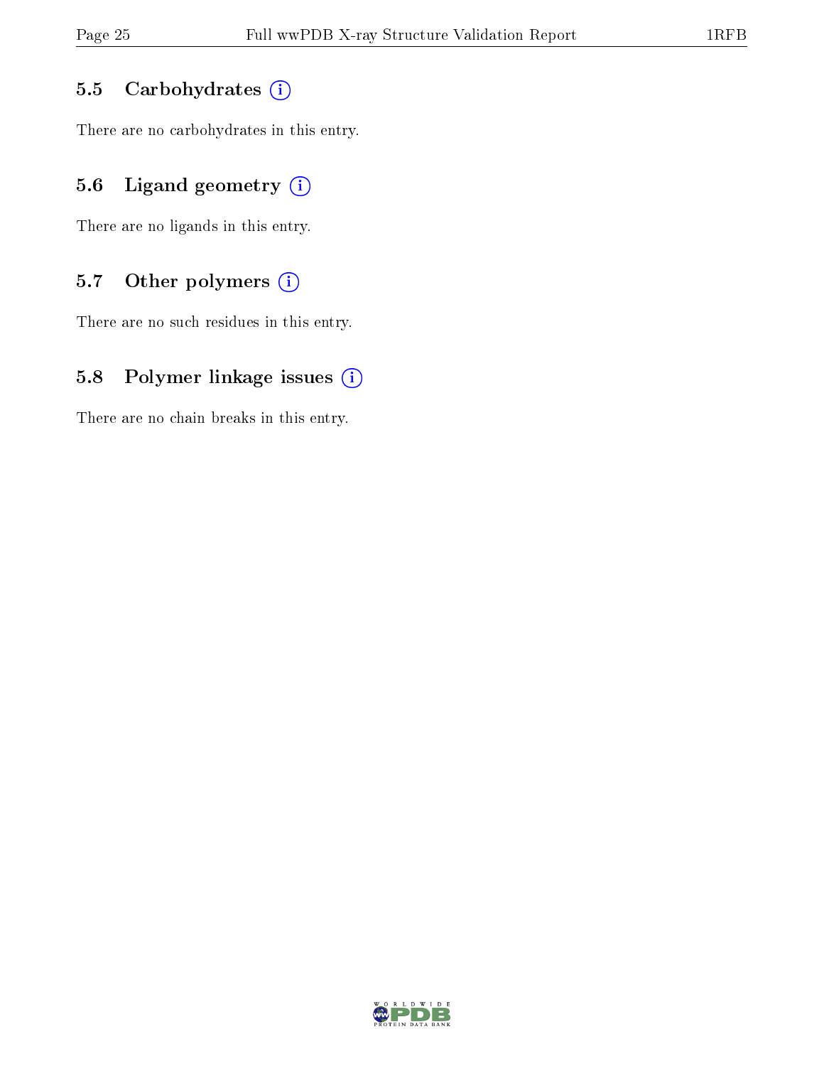### 5.5 Carbohydrates (i)

There are no carbohydrates in this entry.

### 5.6 Ligand geometry (i)

There are no ligands in this entry.

### 5.7 Other polymers (i)

There are no such residues in this entry.

### 5.8 Polymer linkage issues (i)

There are no chain breaks in this entry.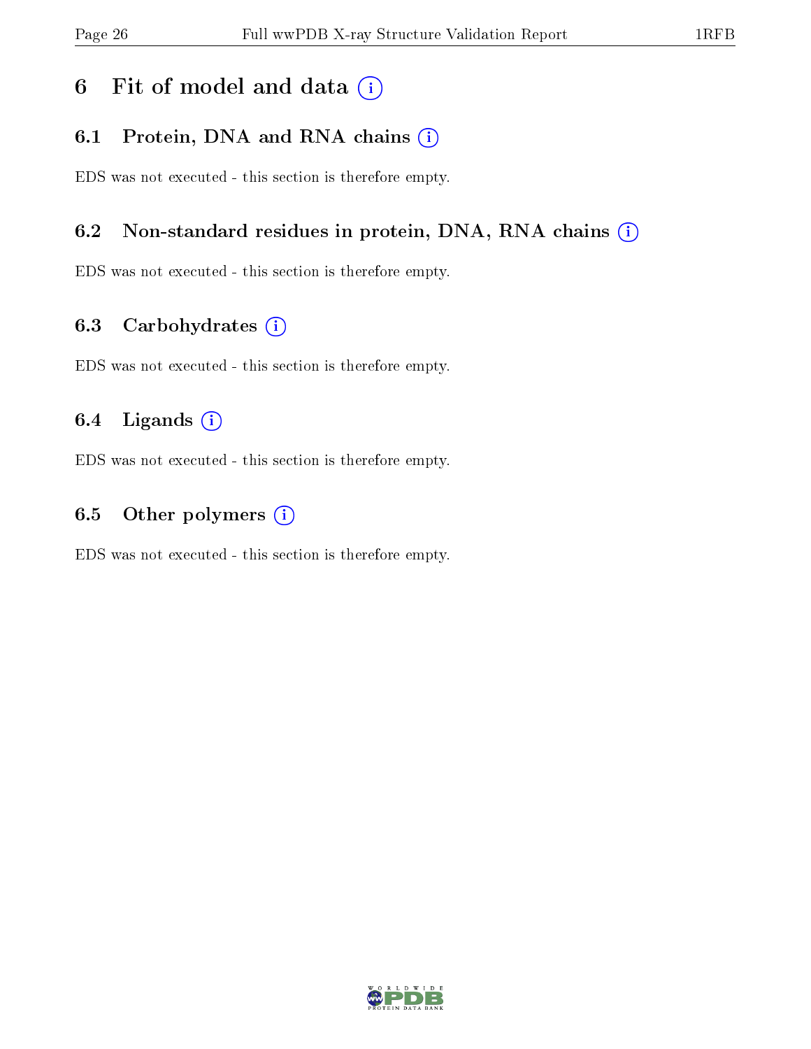# 6 Fit of model and data

## 6.1 Protein, DNA and RNA chains

EDS was not executed - this section is therefore empty.

## 6.2 Non-standard residues in protein, DNA, RNA chains

EDS was not executed - this section is therefore empty.

## 6.3 Carbohydrates

EDS was not executed - this section is therefore empty.

## 6.4 Ligands

EDS was not executed - this section is therefore empty.

## 6.5 Other polymers

EDS was not executed - this section is therefore empty.